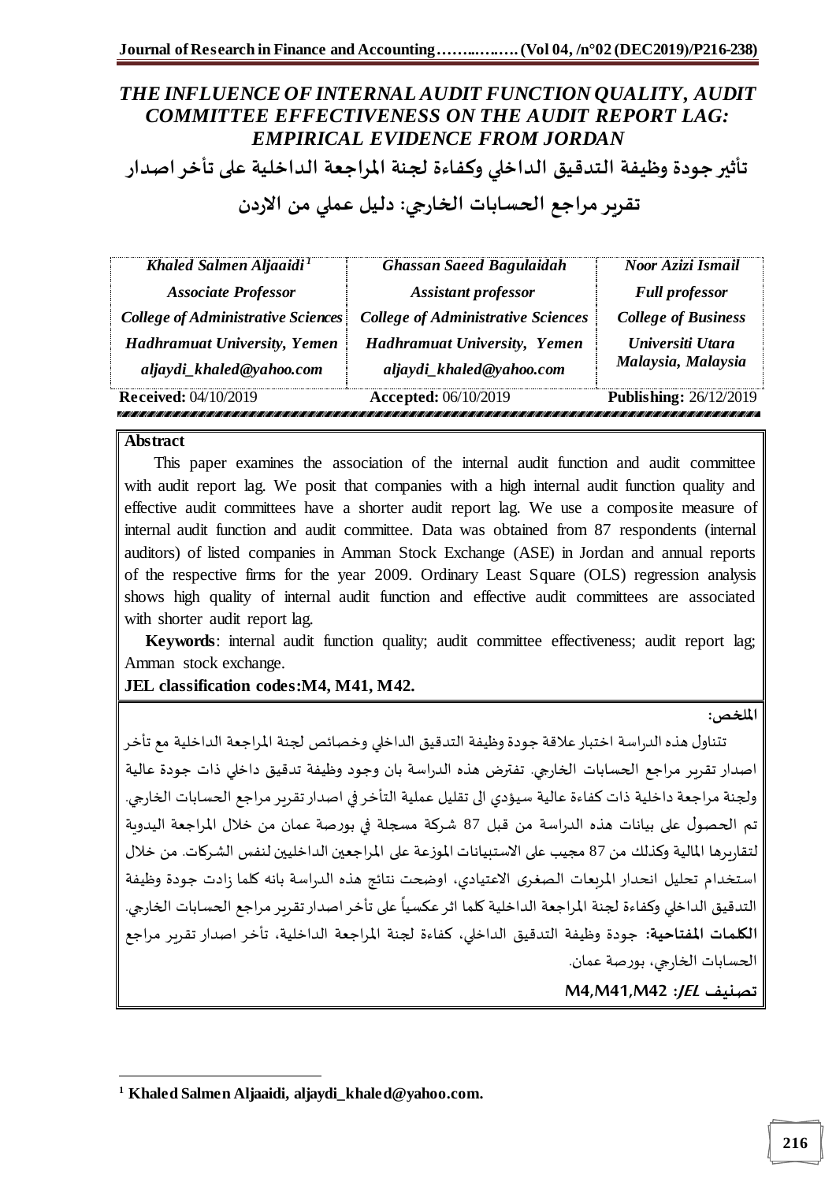# *THE INFLUENCE OF INTERNAL AUDIT FUNCTION QUALITY, AUDIT COMMITTEE EFFECTIVENESS ON THE AUDIT REPORT LAG: EMPIRICAL EVIDENCE FROM JORDAN*

# تأثير جودة وظيفة التدقيق الداخلي وكفاءة لجنة المراجعة الداخلية على تأخر اصدار تقرير مراجع الحسابات الخارجي: دليل عملي من الاردن

| *Khaled Salmen Aljaaidi*[1] | *Ghassan Saeed Bagulaidah* | *Noor Azizi Ismail* |
|---|---|---|
| *Associate Professor* | *Assistant professor* | *Full professor* |
| *College of Administrative Sciences* | *College of Administrative Sciences* | *College of Business* |
| *Hadhramuat University, Yemen* | *Hadhramuat University, Yemen* | *Universiti Utara Malaysia, Malaysia* |
| *aljaydi_khaled@yahoo.com* | *aljaydi_khaled@yahoo.com* | |

**Received:** 04/10/2019 **Accepted:** 06/10/2019 **Publishing:** 26/12/2019

**Abstract**

This paper examines the association of the internal audit function and audit committee with audit report lag. We posit that companies with a high internal audit function quality and effective audit committees have a shorter audit report lag. We use a composite measure of internal audit function and audit committee. Data was obtained from 87 respondents (internal auditors) of listed companies in Amman Stock Exchange (ASE) in Jordan and annual reports of the respective firms for the year 2009. Ordinary Least Square (OLS) regression analysis shows high quality of internal audit function and effective audit committees are associated with shorter audit report lag.

**Keywords**: internal audit function quality; audit committee effectiveness; audit report lag; Amman stock exchange.

**JEL classification codes:M4, M41, M42.**

**الملخص:**

تتناول هذه الدراسة اختبار علاقة جودة وظيفة التدقيق الداخلي وخصائص لجنة المراجعة الداخلية مع تأخر اصدار تقرير مراجع الحسابات الخارجي. تفترض هذه الدراسة بان وجود وظيفة تدقيق داخلي ذات جودة عالية ولجنة مراجعة داخلية ذات كفاءة عالية سيؤدي الى تقليل عملية التأخر في اصدار تقرير مراجع الحسابات الخارجي. تم الحصول على بيانات هذه الدراسة من قبل 87 شركة مسجلة في بورصة عمان من خلال المراجعة اليدوية لتقاريرها المالية وكذلك من 87 مجيب على الاستبيانات الموزعة على المراجعين الداخليين لنفس الشركات. من خلال استخدام تحليل انحدار المربعات الصغرى الاعتيادي، اوضحت نتائج هذه الدراسة بانه كلما زادت جودة وظيفة التدقيق الداخلي وكفاءة لجنة المراجعة الداخلية كلما اثر عكسياً على تأخر اصدار تقرير مراجع الحسابات الخارجي.

**الكلمات المفتاحية:** جودة وظيفة التدقيق الداخلي، كفاءة لجنة المراجعة الداخلية، تأخر اصدار تقرير مراجع الحسابات الخارجي، بورصة عمان.

**تصنيف *JEL*: M4,M41,M42**

---

[1] **Khaled Salmen Aljaaidi, aljaydi_khaled@yahoo.com.**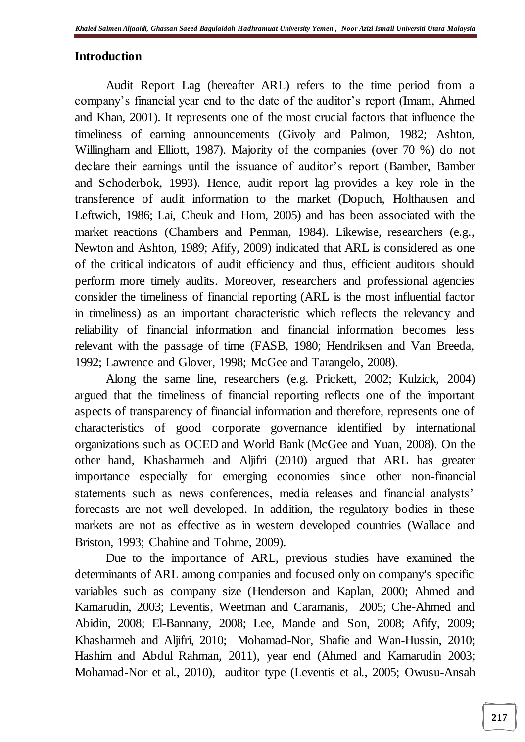## Introduction

Audit Report Lag (hereafter ARL) refers to the time period from a company's financial year end to the date of the auditor's report (Imam, Ahmed and Khan, 2001). It represents one of the most crucial factors that influence the timeliness of earning announcements (Givoly and Palmon, 1982; Ashton, Willingham and Elliott, 1987). Majority of the companies (over 70 %) do not declare their earnings until the issuance of auditor's report (Bamber, Bamber and Schoderbok, 1993). Hence, audit report lag provides a key role in the transference of audit information to the market (Dopuch, Holthausen and Leftwich, 1986; Lai, Cheuk and Hom, 2005) and has been associated with the market reactions (Chambers and Penman, 1984). Likewise, researchers (e.g., Newton and Ashton, 1989; Afify, 2009) indicated that ARL is considered as one of the critical indicators of audit efficiency and thus, efficient auditors should perform more timely audits. Moreover, researchers and professional agencies consider the timeliness of financial reporting (ARL is the most influential factor in timeliness) as an important characteristic which reflects the relevancy and reliability of financial information and financial information becomes less relevant with the passage of time (FASB, 1980; Hendriksen and Van Breeda, 1992; Lawrence and Glover, 1998; McGee and Tarangelo, 2008).

Along the same line, researchers (e.g. Prickett, 2002; Kulzick, 2004) argued that the timeliness of financial reporting reflects one of the important aspects of transparency of financial information and therefore, represents one of characteristics of good corporate governance identified by international organizations such as OCED and World Bank (McGee and Yuan, 2008). On the other hand, Khasharmeh and Aljifri (2010) argued that ARL has greater importance especially for emerging economies since other non-financial statements such as news conferences, media releases and financial analysts' forecasts are not well developed. In addition, the regulatory bodies in these markets are not as effective as in western developed countries (Wallace and Briston, 1993; Chahine and Tohme, 2009).

Due to the importance of ARL, previous studies have examined the determinants of ARL among companies and focused only on company's specific variables such as company size (Henderson and Kaplan, 2000; Ahmed and Kamarudin, 2003; Leventis, Weetman and Caramanis, 2005; Che-Ahmed and Abidin, 2008; El-Bannany, 2008; Lee, Mande and Son, 2008; Afify, 2009; Khasharmeh and Aljifri, 2010; Mohamad-Nor, Shafie and Wan-Hussin, 2010; Hashim and Abdul Rahman, 2011), year end (Ahmed and Kamarudin 2003; Mohamad-Nor et al., 2010), auditor type (Leventis et al., 2005; Owusu-Ansah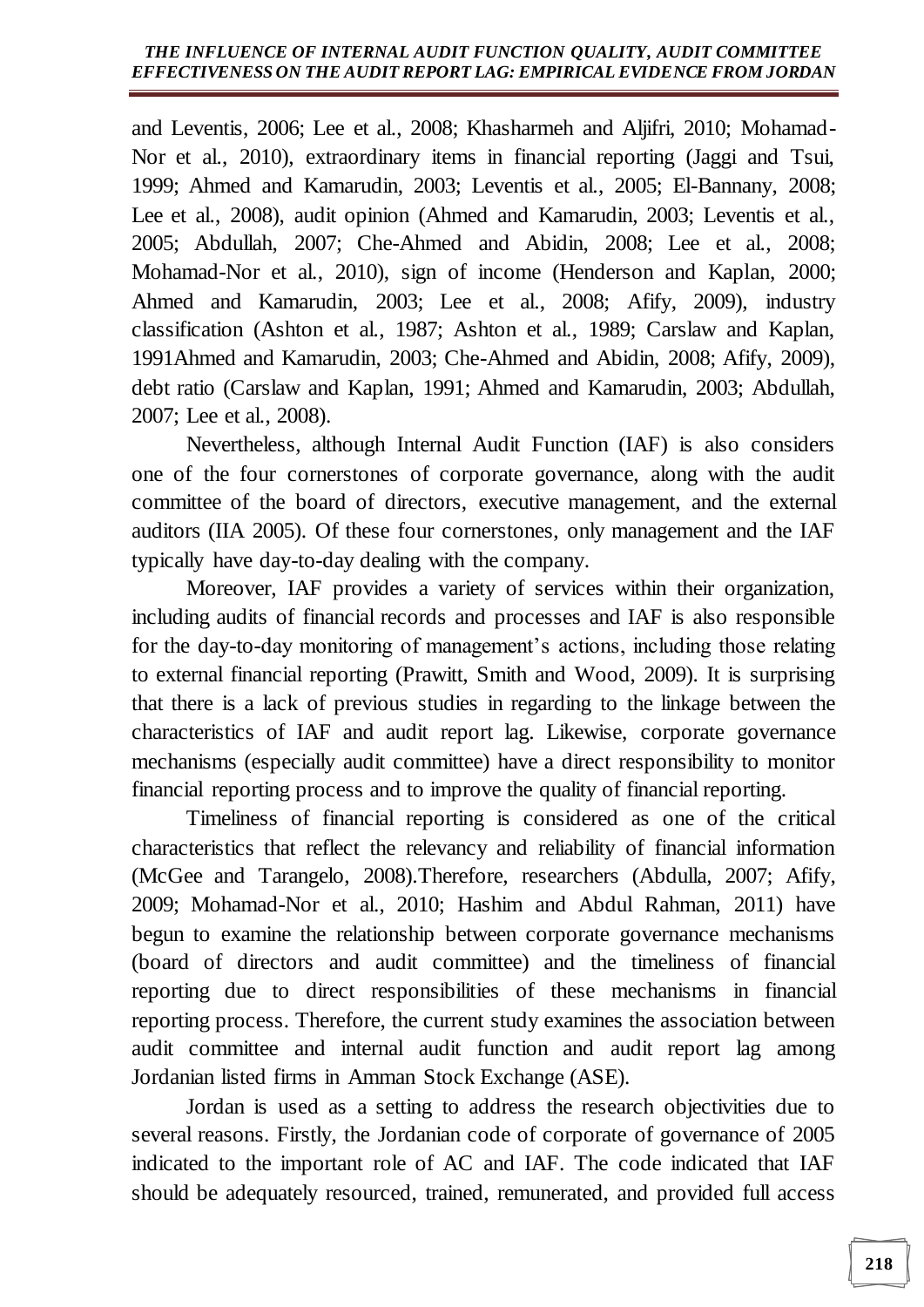and Leventis, 2006; Lee et al., 2008; Khasharmeh and Aljifri, 2010; Mohamad-Nor et al., 2010), extraordinary items in financial reporting (Jaggi and Tsui, 1999; Ahmed and Kamarudin, 2003; Leventis et al., 2005; El-Bannany, 2008; Lee et al., 2008), audit opinion (Ahmed and Kamarudin, 2003; Leventis et al., 2005; Abdullah, 2007; Che-Ahmed and Abidin, 2008; Lee et al., 2008; Mohamad-Nor et al., 2010), sign of income (Henderson and Kaplan, 2000; Ahmed and Kamarudin, 2003; Lee et al., 2008; Afify, 2009), industry classification (Ashton et al., 1987; Ashton et al., 1989; Carslaw and Kaplan, 1991Ahmed and Kamarudin, 2003; Che-Ahmed and Abidin, 2008; Afify, 2009), debt ratio (Carslaw and Kaplan, 1991; Ahmed and Kamarudin, 2003; Abdullah, 2007; Lee et al., 2008).

Nevertheless, although Internal Audit Function (IAF) is also considers one of the four cornerstones of corporate governance, along with the audit committee of the board of directors, executive management, and the external auditors (IIA 2005). Of these four cornerstones, only management and the IAF typically have day-to-day dealing with the company.

Moreover, IAF provides a variety of services within their organization, including audits of financial records and processes and IAF is also responsible for the day-to-day monitoring of management's actions, including those relating to external financial reporting (Prawitt, Smith and Wood, 2009). It is surprising that there is a lack of previous studies in regarding to the linkage between the characteristics of IAF and audit report lag. Likewise, corporate governance mechanisms (especially audit committee) have a direct responsibility to monitor financial reporting process and to improve the quality of financial reporting.

Timeliness of financial reporting is considered as one of the critical characteristics that reflect the relevancy and reliability of financial information (McGee and Tarangelo, 2008).Therefore, researchers (Abdulla, 2007; Afify, 2009; Mohamad-Nor et al., 2010; Hashim and Abdul Rahman, 2011) have begun to examine the relationship between corporate governance mechanisms (board of directors and audit committee) and the timeliness of financial reporting due to direct responsibilities of these mechanisms in financial reporting process. Therefore, the current study examines the association between audit committee and internal audit function and audit report lag among Jordanian listed firms in Amman Stock Exchange (ASE).

Jordan is used as a setting to address the research objectivities due to several reasons. Firstly, the Jordanian code of corporate of governance of 2005 indicated to the important role of AC and IAF. The code indicated that IAF should be adequately resourced, trained, remunerated, and provided full access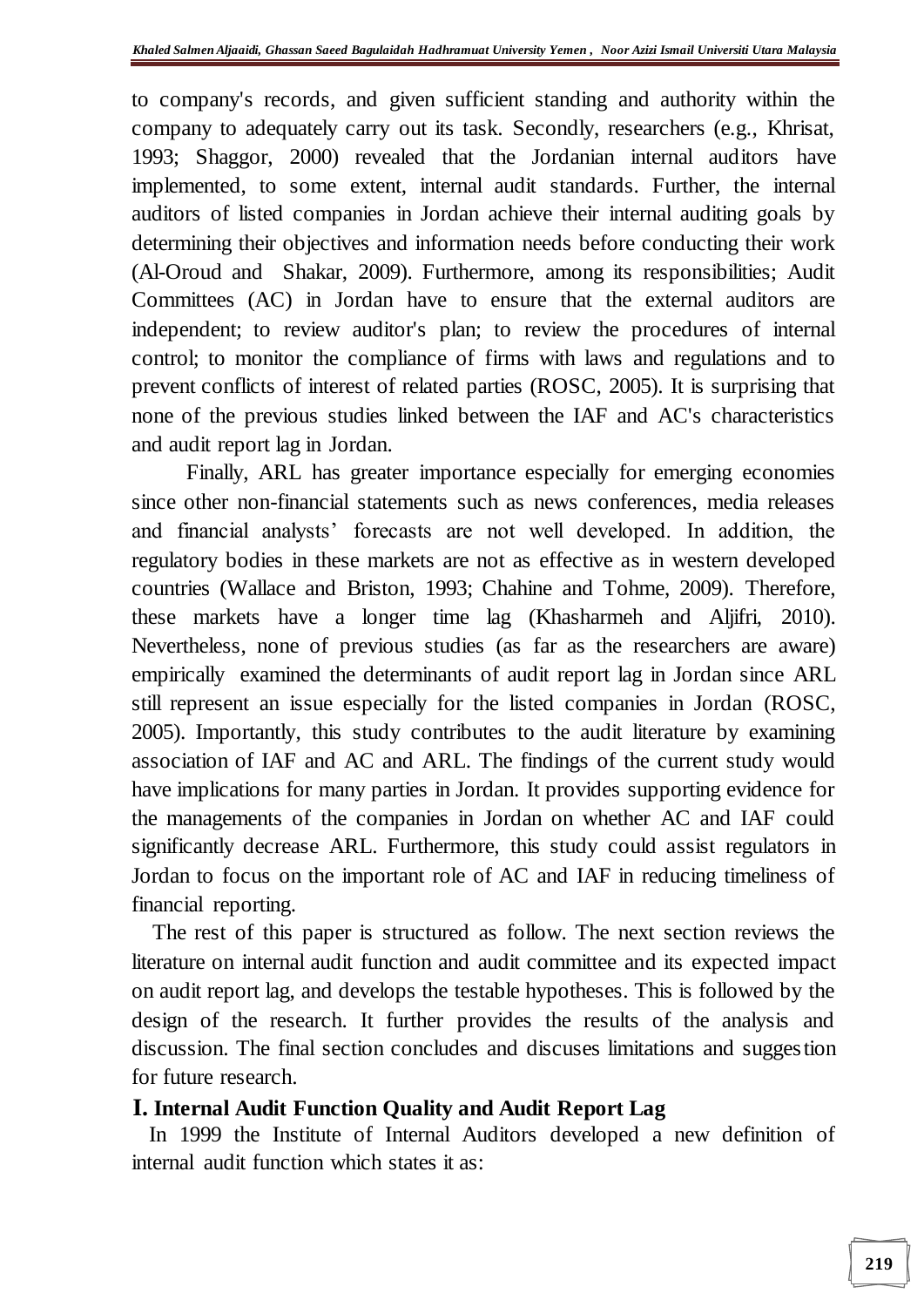to company's records, and given sufficient standing and authority within the company to adequately carry out its task. Secondly, researchers (e.g., Khrisat, 1993; Shaggor, 2000) revealed that the Jordanian internal auditors have implemented, to some extent, internal audit standards. Further, the internal auditors of listed companies in Jordan achieve their internal auditing goals by determining their objectives and information needs before conducting their work (Al-Oroud and Shakar, 2009). Furthermore, among its responsibilities; Audit Committees (AC) in Jordan have to ensure that the external auditors are independent; to review auditor's plan; to review the procedures of internal control; to monitor the compliance of firms with laws and regulations and to prevent conflicts of interest of related parties (ROSC, 2005). It is surprising that none of the previous studies linked between the IAF and AC's characteristics and audit report lag in Jordan.

Finally, ARL has greater importance especially for emerging economies since other non-financial statements such as news conferences, media releases and financial analysts' forecasts are not well developed. In addition, the regulatory bodies in these markets are not as effective as in western developed countries (Wallace and Briston, 1993; Chahine and Tohme, 2009). Therefore, these markets have a longer time lag (Khasharmeh and Aljifri, 2010). Nevertheless, none of previous studies (as far as the researchers are aware) empirically examined the determinants of audit report lag in Jordan since ARL still represent an issue especially for the listed companies in Jordan (ROSC, 2005). Importantly, this study contributes to the audit literature by examining association of IAF and AC and ARL. The findings of the current study would have implications for many parties in Jordan. It provides supporting evidence for the managements of the companies in Jordan on whether AC and IAF could significantly decrease ARL. Furthermore, this study could assist regulators in Jordan to focus on the important role of AC and IAF in reducing timeliness of financial reporting.

The rest of this paper is structured as follow. The next section reviews the literature on internal audit function and audit committee and its expected impact on audit report lag, and develops the testable hypotheses. This is followed by the design of the research. It further provides the results of the analysis and discussion. The final section concludes and discuses limitations and suggestion for future research.

## I. Internal Audit Function Quality and Audit Report Lag

In 1999 the Institute of Internal Auditors developed a new definition of internal audit function which states it as: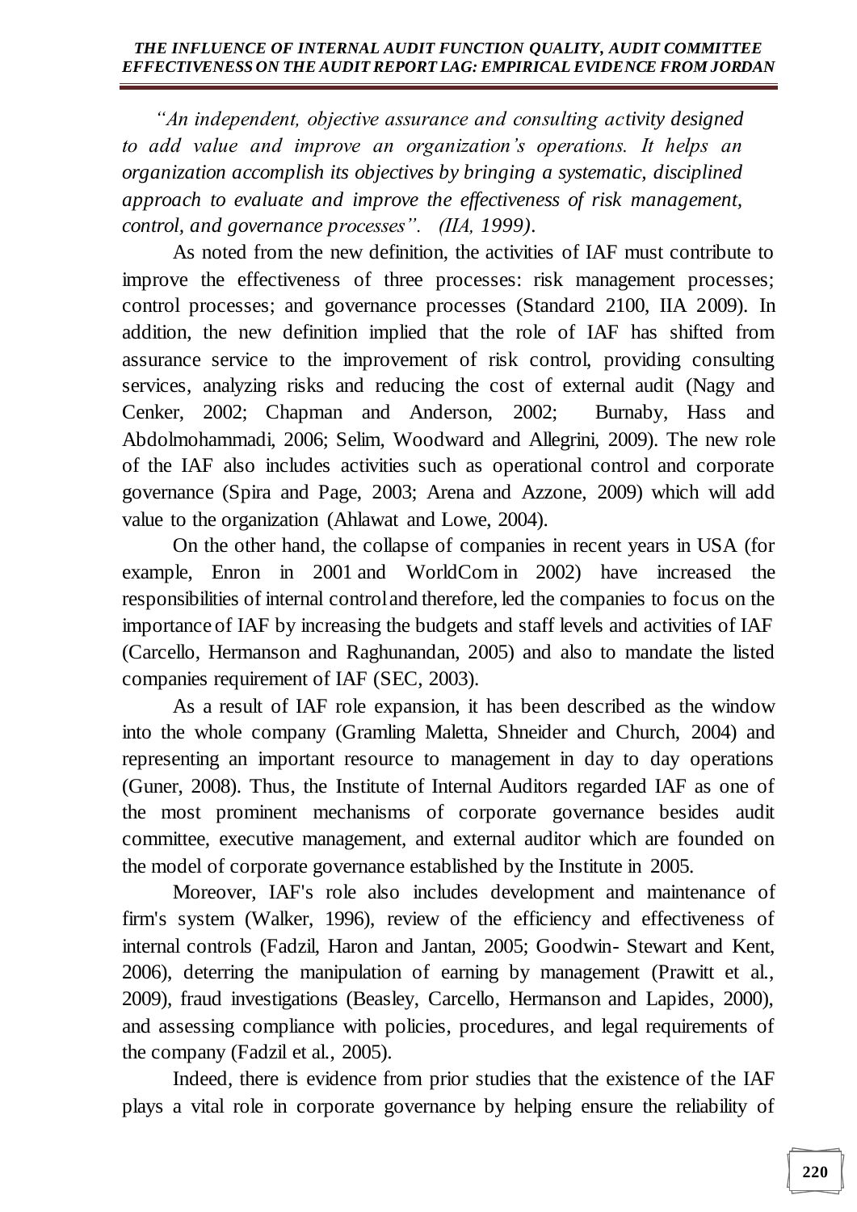*"An independent, objective assurance and consulting activity designed to add value and improve an organization's operations. It helps an organization accomplish its objectives by bringing a systematic, disciplined approach to evaluate and improve the effectiveness of risk management, control, and governance processes". (IIA, 1999).*

As noted from the new definition, the activities of IAF must contribute to improve the effectiveness of three processes: risk management processes; control processes; and governance processes (Standard 2100, IIA 2009). In addition, the new definition implied that the role of IAF has shifted from assurance service to the improvement of risk control, providing consulting services, analyzing risks and reducing the cost of external audit (Nagy and Cenker, 2002; Chapman and Anderson, 2002; Burnaby, Hass and Abdolmohammadi, 2006; Selim, Woodward and Allegrini, 2009). The new role of the IAF also includes activities such as operational control and corporate governance (Spira and Page, 2003; Arena and Azzone, 2009) which will add value to the organization (Ahlawat and Lowe, 2004).

On the other hand, the collapse of companies in recent years in USA (for example, Enron in 2001 and WorldCom in 2002) have increased the responsibilities of internal control and therefore, led the companies to focus on the importance of IAF by increasing the budgets and staff levels and activities of IAF (Carcello, Hermanson and Raghunandan, 2005) and also to mandate the listed companies requirement of IAF (SEC, 2003).

As a result of IAF role expansion, it has been described as the window into the whole company (Gramling Maletta, Shneider and Church, 2004) and representing an important resource to management in day to day operations (Guner, 2008). Thus, the Institute of Internal Auditors regarded IAF as one of the most prominent mechanisms of corporate governance besides audit committee, executive management, and external auditor which are founded on the model of corporate governance established by the Institute in 2005.

Moreover, IAF's role also includes development and maintenance of firm's system (Walker, 1996), review of the efficiency and effectiveness of internal controls (Fadzil, Haron and Jantan, 2005; Goodwin- Stewart and Kent, 2006), deterring the manipulation of earning by management (Prawitt et al., 2009), fraud investigations (Beasley, Carcello, Hermanson and Lapides, 2000), and assessing compliance with policies, procedures, and legal requirements of the company (Fadzil et al., 2005).

Indeed, there is evidence from prior studies that the existence of the IAF plays a vital role in corporate governance by helping ensure the reliability of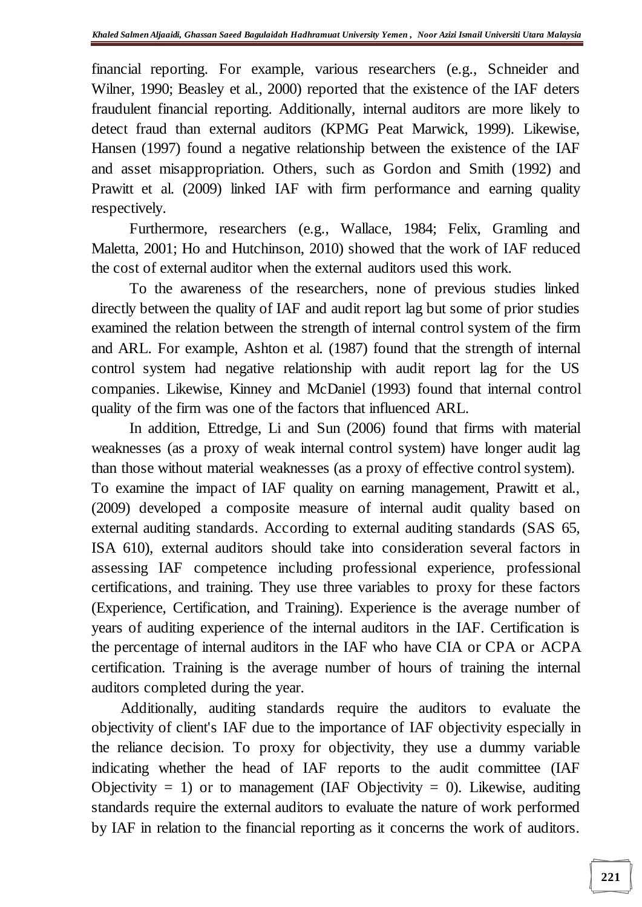financial reporting. For example, various researchers (e.g., Schneider and Wilner, 1990; Beasley et al., 2000) reported that the existence of the IAF deters fraudulent financial reporting. Additionally, internal auditors are more likely to detect fraud than external auditors (KPMG Peat Marwick, 1999). Likewise, Hansen (1997) found a negative relationship between the existence of the IAF and asset misappropriation. Others, such as Gordon and Smith (1992) and Prawitt et al. (2009) linked IAF with firm performance and earning quality respectively.

Furthermore, researchers (e.g., Wallace, 1984; Felix, Gramling and Maletta, 2001; Ho and Hutchinson, 2010) showed that the work of IAF reduced the cost of external auditor when the external auditors used this work.

To the awareness of the researchers, none of previous studies linked directly between the quality of IAF and audit report lag but some of prior studies examined the relation between the strength of internal control system of the firm and ARL. For example, Ashton et al. (1987) found that the strength of internal control system had negative relationship with audit report lag for the US companies. Likewise, Kinney and McDaniel (1993) found that internal control quality of the firm was one of the factors that influenced ARL.

In addition, Ettredge, Li and Sun (2006) found that firms with material weaknesses (as a proxy of weak internal control system) have longer audit lag than those without material weaknesses (as a proxy of effective control system). To examine the impact of IAF quality on earning management, Prawitt et al., (2009) developed a composite measure of internal audit quality based on external auditing standards. According to external auditing standards (SAS 65, ISA 610), external auditors should take into consideration several factors in assessing IAF competence including professional experience, professional certifications, and training. They use three variables to proxy for these factors (Experience, Certification, and Training). Experience is the average number of years of auditing experience of the internal auditors in the IAF. Certification is the percentage of internal auditors in the IAF who have CIA or CPA or ACPA certification. Training is the average number of hours of training the internal auditors completed during the year.

Additionally, auditing standards require the auditors to evaluate the objectivity of client's IAF due to the importance of IAF objectivity especially in the reliance decision. To proxy for objectivity, they use a dummy variable indicating whether the head of IAF reports to the audit committee (IAF Objectivity = 1) or to management (IAF Objectivity = 0). Likewise, auditing standards require the external auditors to evaluate the nature of work performed by IAF in relation to the financial reporting as it concerns the work of auditors.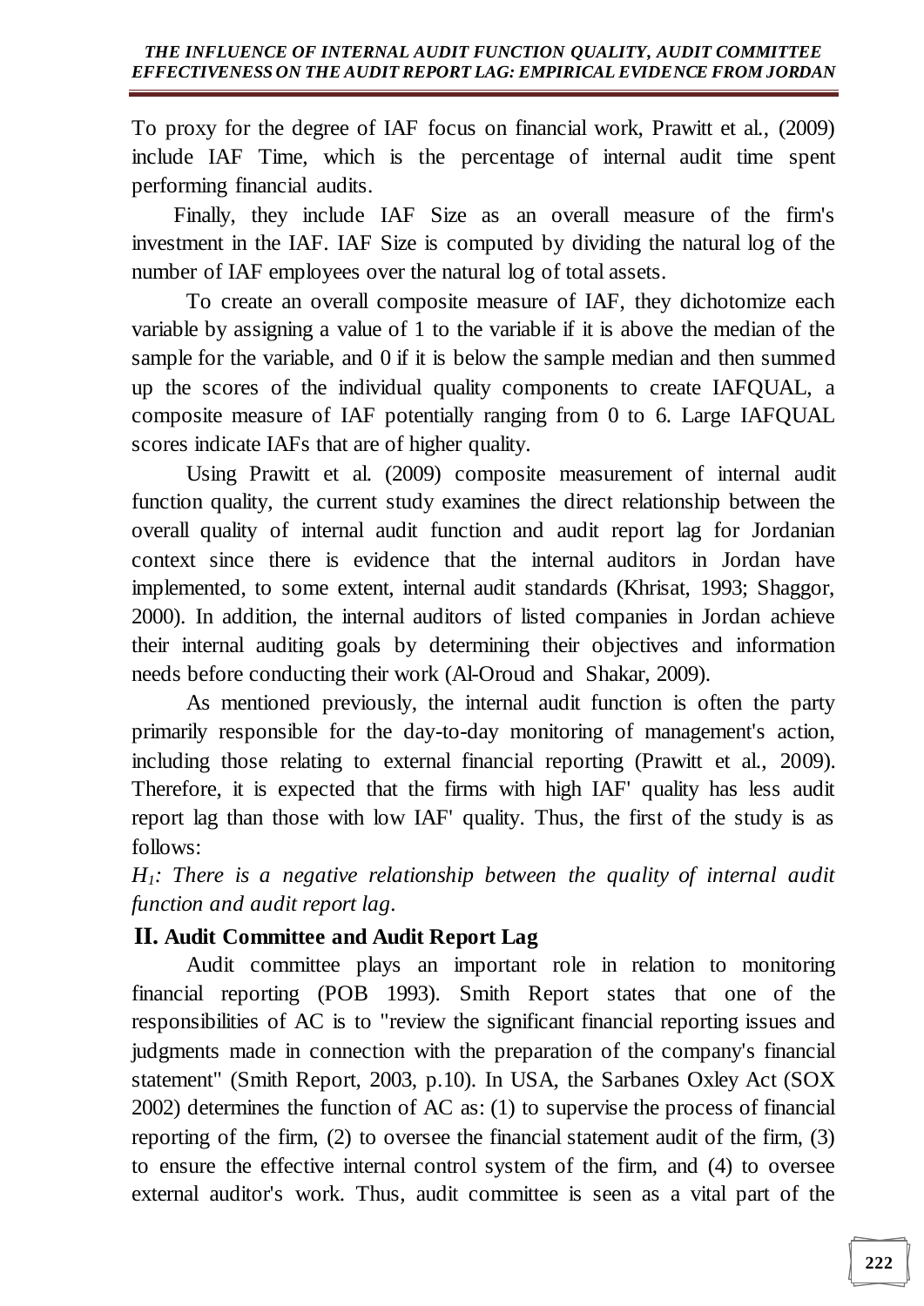To proxy for the degree of IAF focus on financial work, Prawitt et al., (2009) include IAF Time, which is the percentage of internal audit time spent performing financial audits.

Finally, they include IAF Size as an overall measure of the firm's investment in the IAF. IAF Size is computed by dividing the natural log of the number of IAF employees over the natural log of total assets.

To create an overall composite measure of IAF, they dichotomize each variable by assigning a value of 1 to the variable if it is above the median of the sample for the variable, and 0 if it is below the sample median and then summed up the scores of the individual quality components to create IAFQUAL, a composite measure of IAF potentially ranging from 0 to 6. Large IAFQUAL scores indicate IAFs that are of higher quality.

Using Prawitt et al. (2009) composite measurement of internal audit function quality, the current study examines the direct relationship between the overall quality of internal audit function and audit report lag for Jordanian context since there is evidence that the internal auditors in Jordan have implemented, to some extent, internal audit standards (Khrisat, 1993; Shaggor, 2000). In addition, the internal auditors of listed companies in Jordan achieve their internal auditing goals by determining their objectives and information needs before conducting their work (Al-Oroud and Shakar, 2009).

As mentioned previously, the internal audit function is often the party primarily responsible for the day-to-day monitoring of management's action, including those relating to external financial reporting (Prawitt et al., 2009). Therefore, it is expected that the firms with high IAF' quality has less audit report lag than those with low IAF' quality. Thus, the first of the study is as follows:

*$H_1$: There is a negative relationship between the quality of internal audit function and audit report lag.*

## II. Audit Committee and Audit Report Lag

Audit committee plays an important role in relation to monitoring financial reporting (POB 1993). Smith Report states that one of the responsibilities of AC is to "review the significant financial reporting issues and judgments made in connection with the preparation of the company's financial statement" (Smith Report, 2003, p.10). In USA, the Sarbanes Oxley Act (SOX 2002) determines the function of AC as: (1) to supervise the process of financial reporting of the firm, (2) to oversee the financial statement audit of the firm, (3) to ensure the effective internal control system of the firm, and (4) to oversee external auditor's work. Thus, audit committee is seen as a vital part of the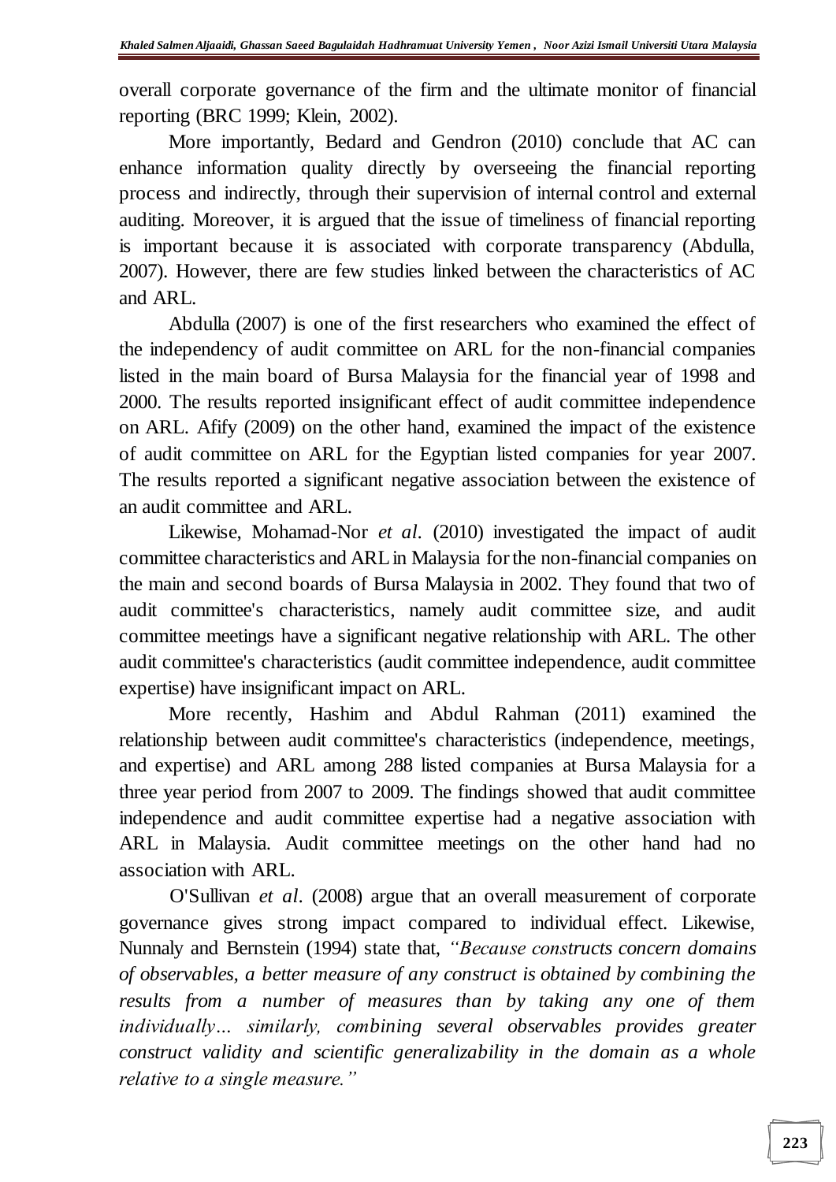overall corporate governance of the firm and the ultimate monitor of financial reporting (BRC 1999; Klein, 2002).

More importantly, Bedard and Gendron (2010) conclude that AC can enhance information quality directly by overseeing the financial reporting process and indirectly, through their supervision of internal control and external auditing. Moreover, it is argued that the issue of timeliness of financial reporting is important because it is associated with corporate transparency (Abdulla, 2007). However, there are few studies linked between the characteristics of AC and ARL.

Abdulla (2007) is one of the first researchers who examined the effect of the independency of audit committee on ARL for the non-financial companies listed in the main board of Bursa Malaysia for the financial year of 1998 and 2000. The results reported insignificant effect of audit committee independence on ARL. Afify (2009) on the other hand, examined the impact of the existence of audit committee on ARL for the Egyptian listed companies for year 2007. The results reported a significant negative association between the existence of an audit committee and ARL.

Likewise, Mohamad-Nor *et al*. (2010) investigated the impact of audit committee characteristics and ARL in Malaysia for the non-financial companies on the main and second boards of Bursa Malaysia in 2002. They found that two of audit committee's characteristics, namely audit committee size, and audit committee meetings have a significant negative relationship with ARL. The other audit committee's characteristics (audit committee independence, audit committee expertise) have insignificant impact on ARL.

More recently, Hashim and Abdul Rahman (2011) examined the relationship between audit committee's characteristics (independence, meetings, and expertise) and ARL among 288 listed companies at Bursa Malaysia for a three year period from 2007 to 2009. The findings showed that audit committee independence and audit committee expertise had a negative association with ARL in Malaysia. Audit committee meetings on the other hand had no association with ARL.

O'Sullivan *et al*. (2008) argue that an overall measurement of corporate governance gives strong impact compared to individual effect. Likewise, Nunnaly and Bernstein (1994) state that, *"Because constructs concern domains of observables, a better measure of any construct is obtained by combining the results from a number of measures than by taking any one of them individually… similarly, combining several observables provides greater construct validity and scientific generalizability in the domain as a whole relative to a single measure."*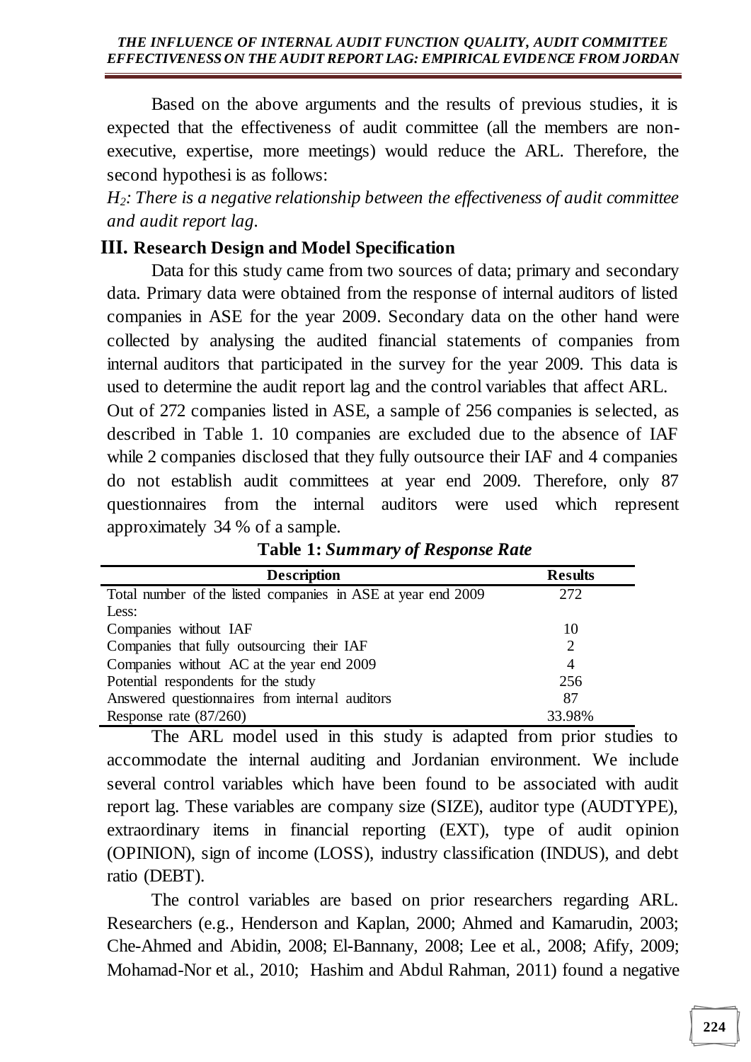Based on the above arguments and the results of previous studies, it is expected that the effectiveness of audit committee (all the members are non-executive, expertise, more meetings) would reduce the ARL. Therefore, the second hypothesi is as follows:

*$H_2$: There is a negative relationship between the effectiveness of audit committee and audit report lag.*

## III. Research Design and Model Specification

Data for this study came from two sources of data; primary and secondary data. Primary data were obtained from the response of internal auditors of listed companies in ASE for the year 2009. Secondary data on the other hand were collected by analysing the audited financial statements of companies from internal auditors that participated in the survey for the year 2009. This data is used to determine the audit report lag and the control variables that affect ARL.

Out of 272 companies listed in ASE, a sample of 256 companies is selected, as described in Table 1. 10 companies are excluded due to the absence of IAF while 2 companies disclosed that they fully outsource their IAF and 4 companies do not establish audit committees at year end 2009. Therefore, only 87 questionnaires from the internal auditors were used which represent approximately 34 % of a sample.

**Table 1:** ***Summary of Response Rate***

| Description | Results |
|---|---|
| Total number of the listed companies in ASE at year end 2009 | 272 |
| Less: | |
| Companies without IAF | 10 |
| Companies that fully outsourcing their IAF | 2 |
| Companies without AC at the year end 2009 | 4 |
| Potential respondents for the study | 256 |
| Answered questionnaires from internal auditors | 87 |
| Response rate (87/260) | 33.98% |

The ARL model used in this study is adapted from prior studies to accommodate the internal auditing and Jordanian environment. We include several control variables which have been found to be associated with audit report lag. These variables are company size (SIZE), auditor type (AUDTYPE), extraordinary items in financial reporting (EXT), type of audit opinion (OPINION), sign of income (LOSS), industry classification (INDUS), and debt ratio (DEBT).

The control variables are based on prior researchers regarding ARL. Researchers (e.g., Henderson and Kaplan, 2000; Ahmed and Kamarudin, 2003; Che-Ahmed and Abidin, 2008; El-Bannany, 2008; Lee et al., 2008; Afify, 2009; Mohamad-Nor et al., 2010; Hashim and Abdul Rahman, 2011) found a negative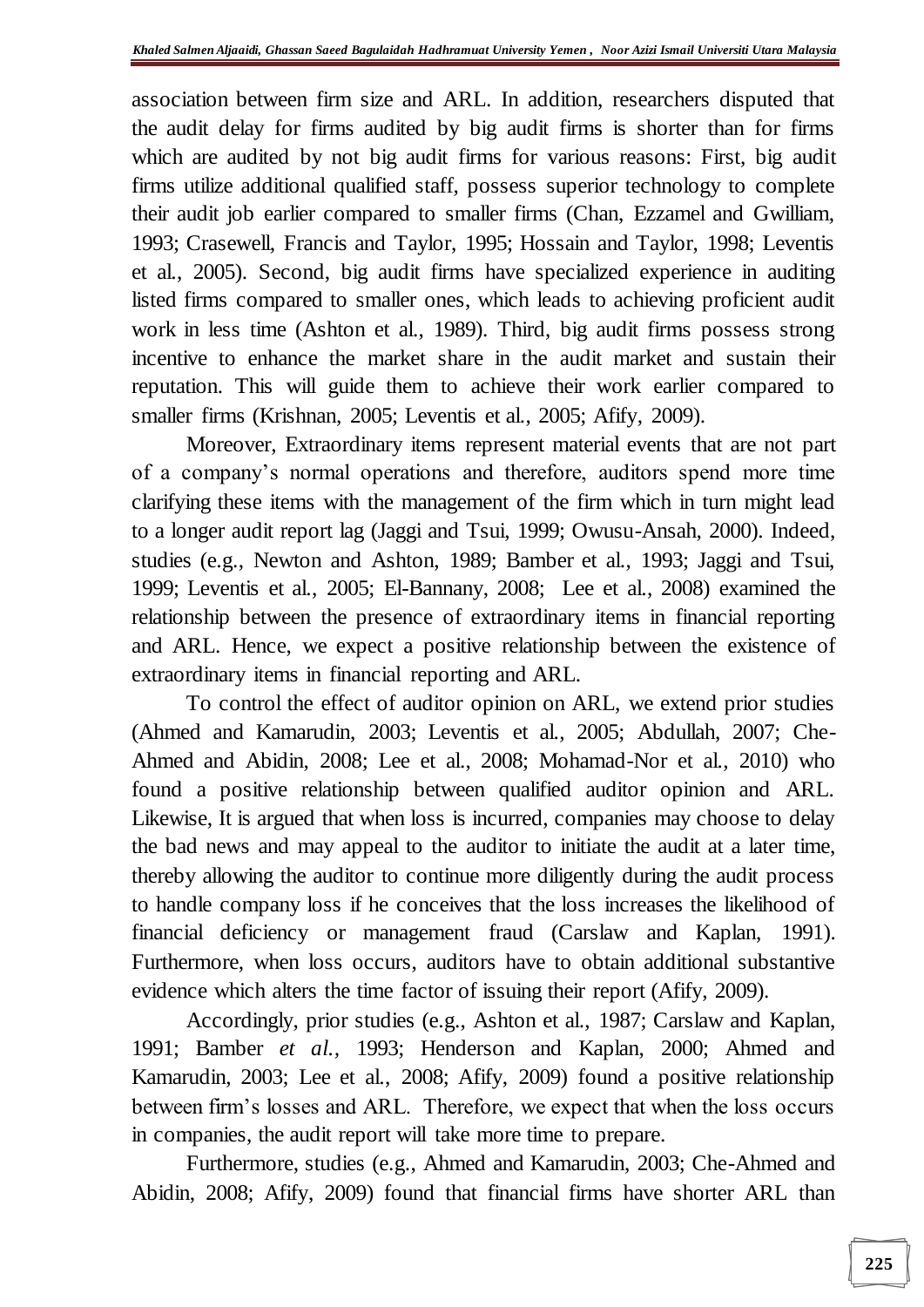association between firm size and ARL. In addition, researchers disputed that the audit delay for firms audited by big audit firms is shorter than for firms which are audited by not big audit firms for various reasons: First, big audit firms utilize additional qualified staff, possess superior technology to complete their audit job earlier compared to smaller firms (Chan, Ezzamel and Gwilliam, 1993; Crasewell, Francis and Taylor, 1995; Hossain and Taylor, 1998; Leventis et al., 2005). Second, big audit firms have specialized experience in auditing listed firms compared to smaller ones, which leads to achieving proficient audit work in less time (Ashton et al., 1989). Third, big audit firms possess strong incentive to enhance the market share in the audit market and sustain their reputation. This will guide them to achieve their work earlier compared to smaller firms (Krishnan, 2005; Leventis et al., 2005; Afify, 2009).

Moreover, Extraordinary items represent material events that are not part of a company's normal operations and therefore, auditors spend more time clarifying these items with the management of the firm which in turn might lead to a longer audit report lag (Jaggi and Tsui, 1999; Owusu-Ansah, 2000). Indeed, studies (e.g., Newton and Ashton, 1989; Bamber et al., 1993; Jaggi and Tsui, 1999; Leventis et al., 2005; El-Bannany, 2008; Lee et al., 2008) examined the relationship between the presence of extraordinary items in financial reporting and ARL. Hence, we expect a positive relationship between the existence of extraordinary items in financial reporting and ARL.

To control the effect of auditor opinion on ARL, we extend prior studies (Ahmed and Kamarudin, 2003; Leventis et al., 2005; Abdullah, 2007; Che-Ahmed and Abidin, 2008; Lee et al., 2008; Mohamad-Nor et al., 2010) who found a positive relationship between qualified auditor opinion and ARL. Likewise, It is argued that when loss is incurred, companies may choose to delay the bad news and may appeal to the auditor to initiate the audit at a later time, thereby allowing the auditor to continue more diligently during the audit process to handle company loss if he conceives that the loss increases the likelihood of financial deficiency or management fraud (Carslaw and Kaplan, 1991). Furthermore, when loss occurs, auditors have to obtain additional substantive evidence which alters the time factor of issuing their report (Afify, 2009).

Accordingly, prior studies (e.g., Ashton et al., 1987; Carslaw and Kaplan, 1991; Bamber *et al.,* 1993; Henderson and Kaplan, 2000; Ahmed and Kamarudin, 2003; Lee et al., 2008; Afify, 2009) found a positive relationship between firm's losses and ARL. Therefore, we expect that when the loss occurs in companies, the audit report will take more time to prepare.

Furthermore, studies (e.g., Ahmed and Kamarudin, 2003; Che-Ahmed and Abidin, 2008; Afify, 2009) found that financial firms have shorter ARL than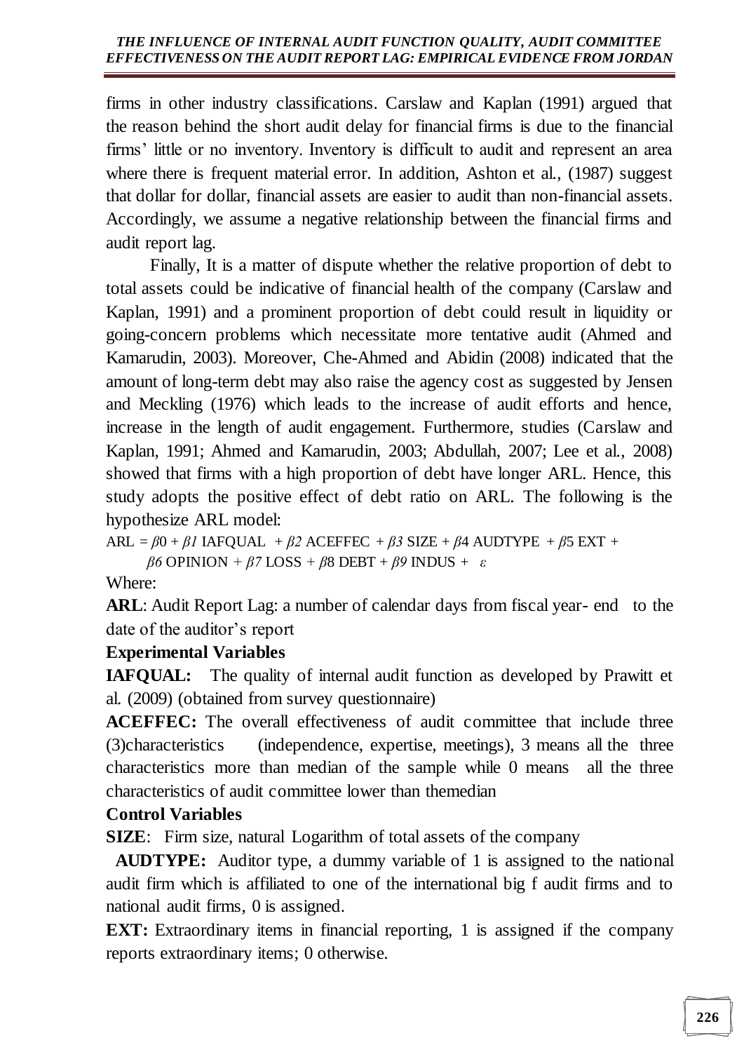firms in other industry classifications. Carslaw and Kaplan (1991) argued that the reason behind the short audit delay for financial firms is due to the financial firms' little or no inventory. Inventory is difficult to audit and represent an area where there is frequent material error. In addition, Ashton et al., (1987) suggest that dollar for dollar, financial assets are easier to audit than non-financial assets. Accordingly, we assume a negative relationship between the financial firms and audit report lag.

Finally, It is a matter of dispute whether the relative proportion of debt to total assets could be indicative of financial health of the company (Carslaw and Kaplan, 1991) and a prominent proportion of debt could result in liquidity or going-concern problems which necessitate more tentative audit (Ahmed and Kamarudin, 2003). Moreover, Che-Ahmed and Abidin (2008) indicated that the amount of long-term debt may also raise the agency cost as suggested by Jensen and Meckling (1976) which leads to the increase of audit efforts and hence, increase in the length of audit engagement. Furthermore, studies (Carslaw and Kaplan, 1991; Ahmed and Kamarudin, 2003; Abdullah, 2007; Lee et al., 2008) showed that firms with a high proportion of debt have longer ARL. Hence, this study adopts the positive effect of debt ratio on ARL. The following is the hypothesize ARL model:

$$ARL = \beta_0 + \beta_1\, IAFQUAL + \beta_2\, ACEFFEC + \beta_3\, SIZE + \beta_4\, AUDTYPE + \beta_5\, EXT + \beta_6\, OPINION + \beta_7\, LOSS + \beta_8\, DEBT + \beta_9\, INDUS + \varepsilon$$

Where:

**ARL**: Audit Report Lag: a number of calendar days from fiscal year- end to the date of the auditor's report

**Experimental Variables**

**IAFQUAL:** The quality of internal audit function as developed by Prawitt et al. (2009) (obtained from survey questionnaire)

**ACEFFEC:** The overall effectiveness of audit committee that include three (3)characteristics (independence, expertise, meetings), 3 means all the three characteristics more than median of the sample while 0 means all the three characteristics of audit committee lower than themedian

**Control Variables**

**SIZE**: Firm size, natural Logarithm of total assets of the company

**AUDTYPE:** Auditor type, a dummy variable of 1 is assigned to the national audit firm which is affiliated to one of the international big f audit firms and to national audit firms, 0 is assigned.

**EXT:** Extraordinary items in financial reporting, 1 is assigned if the company reports extraordinary items; 0 otherwise.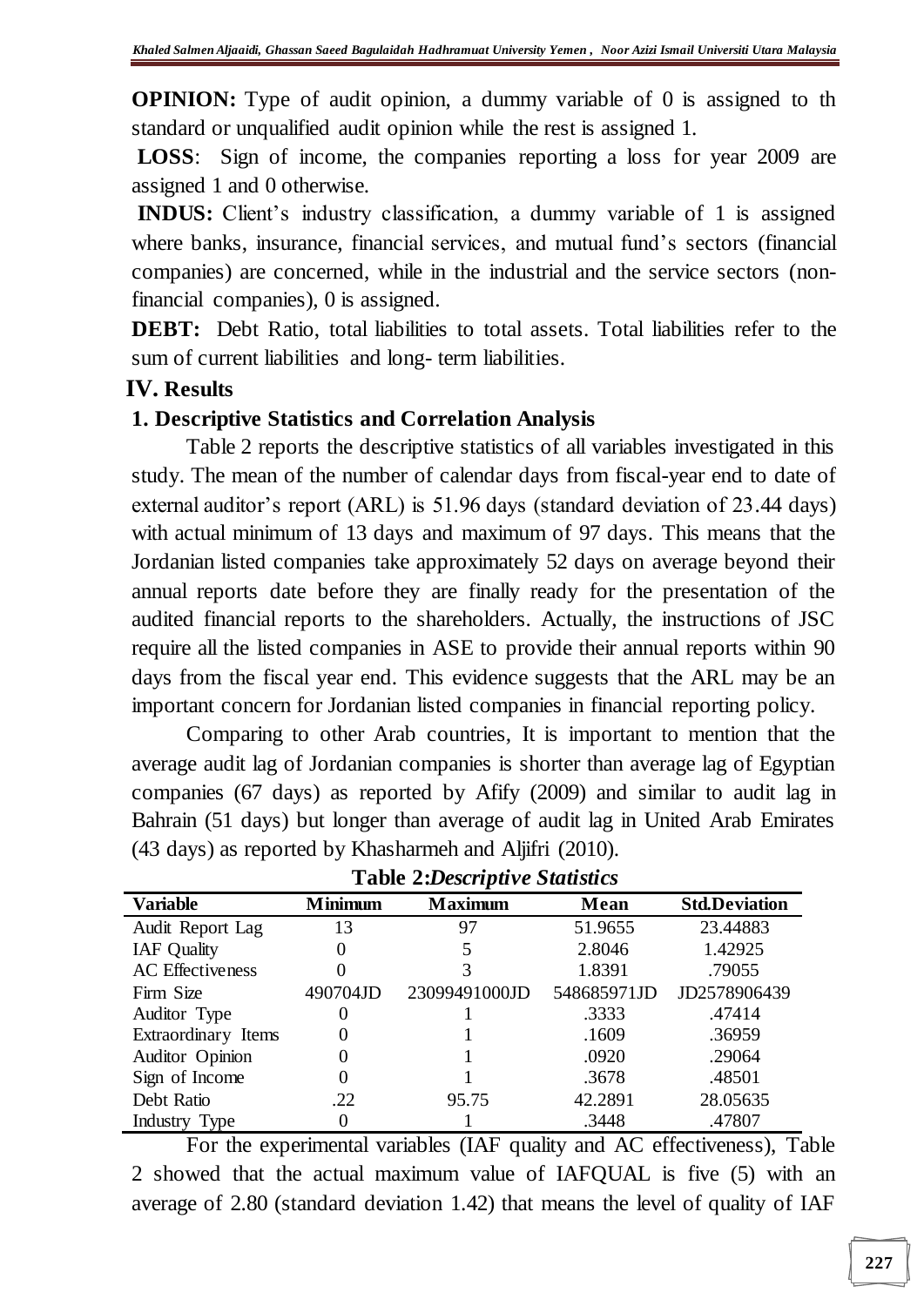**OPINION:** Type of audit opinion, a dummy variable of 0 is assigned to th standard or unqualified audit opinion while the rest is assigned 1.

**LOSS**: Sign of income, the companies reporting a loss for year 2009 are assigned 1 and 0 otherwise.

**INDUS:** Client's industry classification, a dummy variable of 1 is assigned where banks, insurance, financial services, and mutual fund's sectors (financial companies) are concerned, while in the industrial and the service sectors (non-financial companies), 0 is assigned.

**DEBT:** Debt Ratio, total liabilities to total assets. Total liabilities refer to the sum of current liabilities and long- term liabilities.

## IV. Results

### 1. Descriptive Statistics and Correlation Analysis

Table 2 reports the descriptive statistics of all variables investigated in this study. The mean of the number of calendar days from fiscal-year end to date of external auditor's report (ARL) is 51.96 days (standard deviation of 23.44 days) with actual minimum of 13 days and maximum of 97 days. This means that the Jordanian listed companies take approximately 52 days on average beyond their annual reports date before they are finally ready for the presentation of the audited financial reports to the shareholders. Actually, the instructions of JSC require all the listed companies in ASE to provide their annual reports within 90 days from the fiscal year end. This evidence suggests that the ARL may be an important concern for Jordanian listed companies in financial reporting policy.

Comparing to other Arab countries, It is important to mention that the average audit lag of Jordanian companies is shorter than average lag of Egyptian companies (67 days) as reported by Afify (2009) and similar to audit lag in Bahrain (51 days) but longer than average of audit lag in United Arab Emirates (43 days) as reported by Khasharmeh and Aljifri (2010).

**Table 2:*Descriptive Statistics***

| Variable | Minimum | Maximum | Mean | Std.Deviation |
|---|---|---|---|---|
| Audit Report Lag | 13 | 97 | 51.9655 | 23.44883 |
| IAF Quality | 0 | 5 | 2.8046 | 1.42925 |
| AC Effectiveness | 0 | 3 | 1.8391 | .79055 |
| Firm Size | 490704JD | 23099491000JD | 548685971JD | JD2578906439 |
| Auditor Type | 0 | 1 | .3333 | .47414 |
| Extraordinary Items | 0 | 1 | .1609 | .36959 |
| Auditor Opinion | 0 | 1 | .0920 | .29064 |
| Sign of Income | 0 | 1 | .3678 | .48501 |
| Debt Ratio | .22 | 95.75 | 42.2891 | 28.05635 |
| Industry Type | 0 | 1 | .3448 | .47807 |

For the experimental variables (IAF quality and AC effectiveness), Table 2 showed that the actual maximum value of IAFQUAL is five (5) with an average of 2.80 (standard deviation 1.42) that means the level of quality of IAF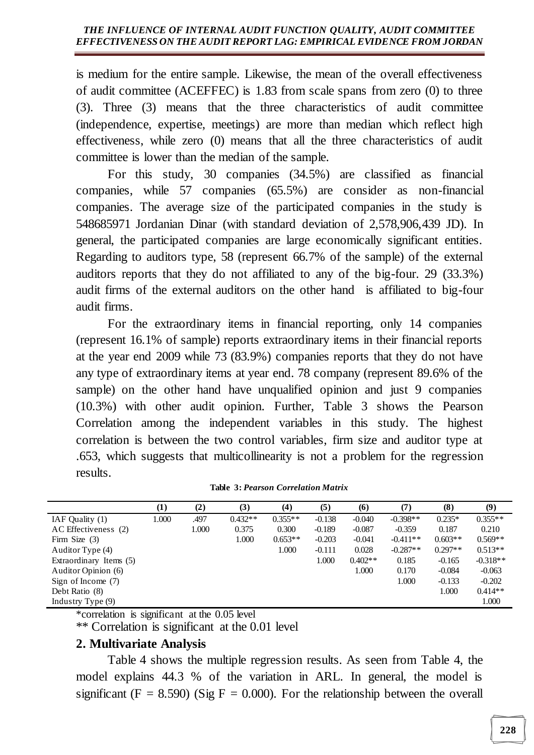is medium for the entire sample. Likewise, the mean of the overall effectiveness of audit committee (ACEFFEC) is 1.83 from scale spans from zero (0) to three (3). Three (3) means that the three characteristics of audit committee (independence, expertise, meetings) are more than median which reflect high effectiveness, while zero (0) means that all the three characteristics of audit committee is lower than the median of the sample.

For this study, 30 companies (34.5%) are classified as financial companies, while 57 companies (65.5%) are consider as non-financial companies. The average size of the participated companies in the study is 548685971 Jordanian Dinar (with standard deviation of 2,578,906,439 JD). In general, the participated companies are large economically significant entities. Regarding to auditors type, 58 (represent 66.7% of the sample) of the external auditors reports that they do not affiliated to any of the big-four. 29 (33.3%) audit firms of the external auditors on the other hand is affiliated to big-four audit firms.

For the extraordinary items in financial reporting, only 14 companies (represent 16.1% of sample) reports extraordinary items in their financial reports at the year end 2009 while 73 (83.9%) companies reports that they do not have any type of extraordinary items at year end. 78 company (represent 89.6% of the sample) on the other hand have unqualified opinion and just 9 companies (10.3%) with other audit opinion. Further, Table 3 shows the Pearson Correlation among the independent variables in this study. The highest correlation is between the two control variables, firm size and auditor type at .653, which suggests that multicollinearity is not a problem for the regression results.

**Table 3:** ***Pearson Correlation Matrix***

| | (1) | (2) | (3) | (4) | (5) | (6) | (7) | (8) | (9) |
|---|---|---|---|---|---|---|---|---|---|
| IAF Quality (1) | 1.000 | .497 | 0.432** | 0.355** | -0.138 | -0.040 | -0.398** | 0.235* | 0.355** |
| AC Effectiveness (2) | | 1.000 | 0.375 | 0.300 | -0.189 | -0.087 | -0.359 | 0.187 | 0.210 |
| Firm Size (3) | | | 1.000 | 0.653** | -0.203 | -0.041 | -0.411** | 0.603** | 0.569** |
| Auditor Type (4) | | | | 1.000 | -0.111 | 0.028 | -0.287** | 0.297** | 0.513** |
| Extraordinary Items (5) | | | | | 1.000 | 0.402** | 0.185 | -0.165 | -0.318** |
| Auditor Opinion (6) | | | | | | 1.000 | 0.170 | -0.084 | -0.063 |
| Sign of Income (7) | | | | | | | 1.000 | -0.133 | -0.202 |
| Debt Ratio (8) | | | | | | | | 1.000 | 0.414** |
| Industry Type (9) | | | | | | | | | 1.000 |

*correlation is significant at the 0.05 level

** Correlation is significant at the 0.01 level

## 2. Multivariate Analysis

Table 4 shows the multiple regression results. As seen from Table 4, the model explains 44.3 % of the variation in ARL. In general, the model is significant ($F = 8.590$) (Sig $F = 0.000$). For the relationship between the overall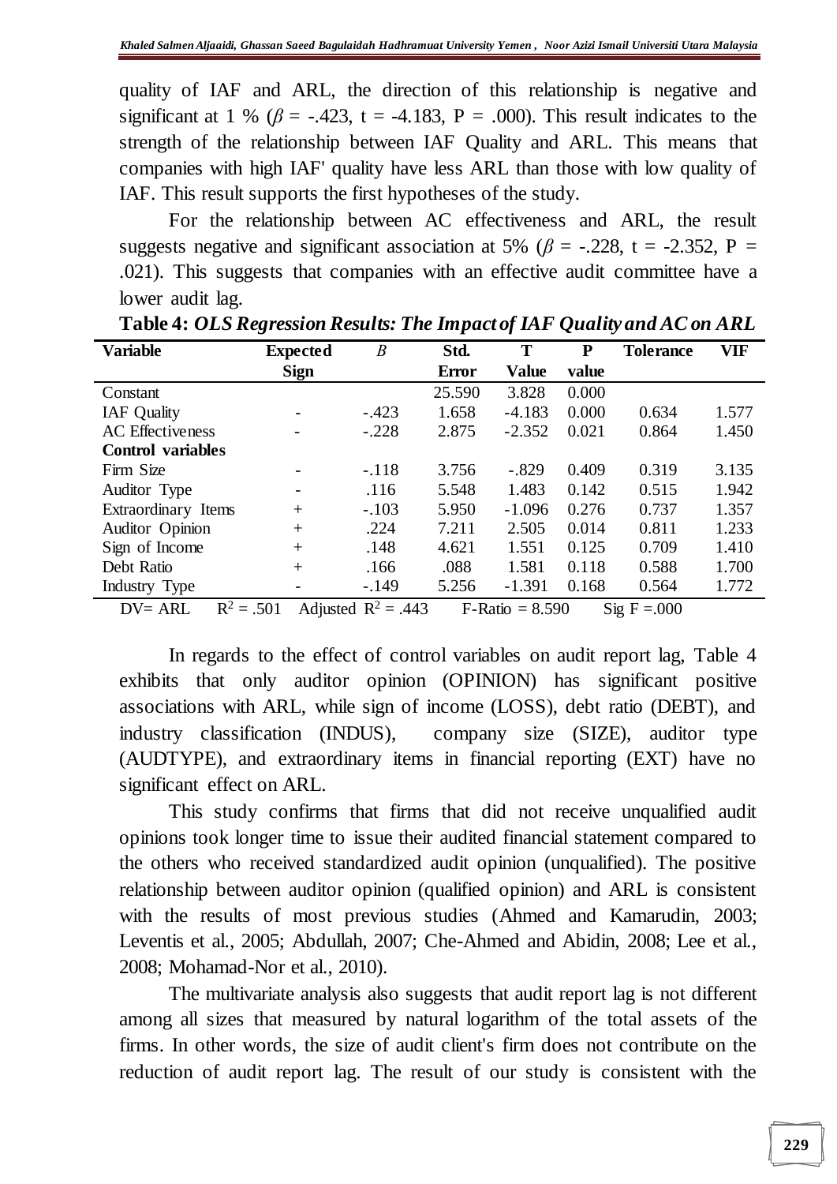quality of IAF and ARL, the direction of this relationship is negative and significant at 1 % ($\beta$ = -.423, t = -4.183, P = .000). This result indicates to the strength of the relationship between IAF Quality and ARL. This means that companies with high IAF' quality have less ARL than those with low quality of IAF. This result supports the first hypotheses of the study.

For the relationship between AC effectiveness and ARL, the result suggests negative and significant association at 5% ($\beta$ = -.228, t = -2.352, P = .021). This suggests that companies with an effective audit committee have a lower audit lag.

**Table 4: *OLS Regression Results: The Impact of IAF Quality and AC on ARL***

| Variable | Expected Sign | *Β* | Std. Error | T Value | P value | Tolerance | VIF |
|---|---|---|---|---|---|---|---|
| Constant | | | 25.590 | 3.828 | 0.000 | | |
| IAF Quality | - | -.423 | 1.658 | -4.183 | 0.000 | 0.634 | 1.577 |
| AC Effectiveness | - | -.228 | 2.875 | -2.352 | 0.021 | 0.864 | 1.450 |
| **Control variables** | | | | | | | |
| Firm Size | - | -.118 | 3.756 | -.829 | 0.409 | 0.319 | 3.135 |
| Auditor Type | - | .116 | 5.548 | 1.483 | 0.142 | 0.515 | 1.942 |
| Extraordinary Items | + | -.103 | 5.950 | -1.096 | 0.276 | 0.737 | 1.357 |
| Auditor Opinion | + | .224 | 7.211 | 2.505 | 0.014 | 0.811 | 1.233 |
| Sign of Income | + | .148 | 4.621 | 1.551 | 0.125 | 0.709 | 1.410 |
| Debt Ratio | + | .166 | .088 | 1.581 | 0.118 | 0.588 | 1.700 |
| Industry Type | - | -.149 | 5.256 | -1.391 | 0.168 | 0.564 | 1.772 |

DV= ARL  $R^2$ = .501  Adjusted $R^2$ = .443  F-Ratio = 8.590  Sig F =.000

In regards to the effect of control variables on audit report lag, Table 4 exhibits that only auditor opinion (OPINION) has significant positive associations with ARL, while sign of income (LOSS), debt ratio (DEBT), and industry classification (INDUS), company size (SIZE), auditor type (AUDTYPE), and extraordinary items in financial reporting (EXT) have no significant effect on ARL.

This study confirms that firms that did not receive unqualified audit opinions took longer time to issue their audited financial statement compared to the others who received standardized audit opinion (unqualified). The positive relationship between auditor opinion (qualified opinion) and ARL is consistent with the results of most previous studies (Ahmed and Kamarudin, 2003; Leventis et al., 2005; Abdullah, 2007; Che-Ahmed and Abidin, 2008; Lee et al., 2008; Mohamad-Nor et al., 2010).

The multivariate analysis also suggests that audit report lag is not different among all sizes that measured by natural logarithm of the total assets of the firms. In other words, the size of audit client's firm does not contribute on the reduction of audit report lag. The result of our study is consistent with the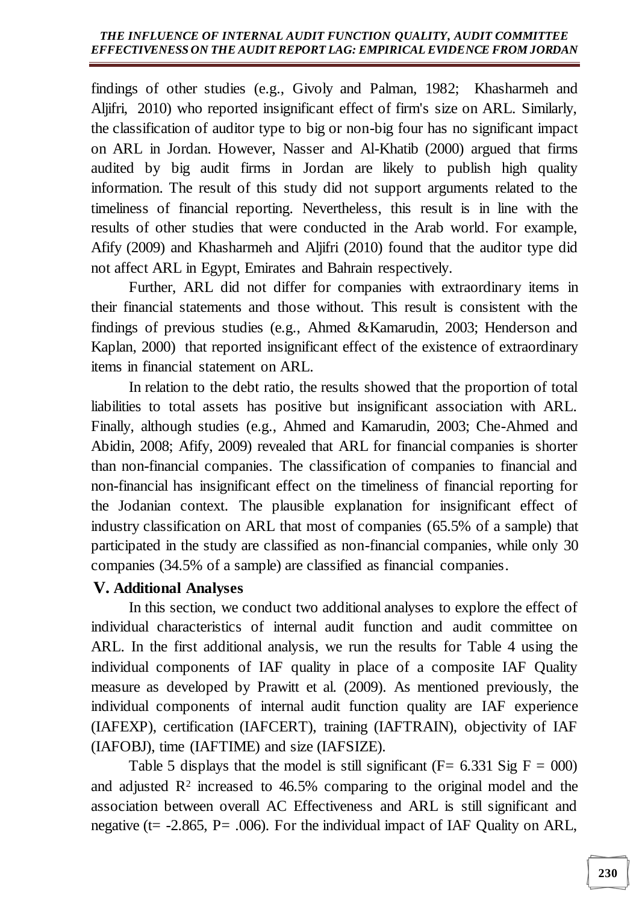findings of other studies (e.g., Givoly and Palman, 1982; Khasharmeh and Aljifri, 2010) who reported insignificant effect of firm's size on ARL. Similarly, the classification of auditor type to big or non-big four has no significant impact on ARL in Jordan. However, Nasser and Al-Khatib (2000) argued that firms audited by big audit firms in Jordan are likely to publish high quality information. The result of this study did not support arguments related to the timeliness of financial reporting. Nevertheless, this result is in line with the results of other studies that were conducted in the Arab world. For example, Afify (2009) and Khasharmeh and Aljifri (2010) found that the auditor type did not affect ARL in Egypt, Emirates and Bahrain respectively.

Further, ARL did not differ for companies with extraordinary items in their financial statements and those without. This result is consistent with the findings of previous studies (e.g., Ahmed &Kamarudin, 2003; Henderson and Kaplan, 2000) that reported insignificant effect of the existence of extraordinary items in financial statement on ARL.

In relation to the debt ratio, the results showed that the proportion of total liabilities to total assets has positive but insignificant association with ARL. Finally, although studies (e.g., Ahmed and Kamarudin, 2003; Che-Ahmed and Abidin, 2008; Afify, 2009) revealed that ARL for financial companies is shorter than non-financial companies. The classification of companies to financial and non-financial has insignificant effect on the timeliness of financial reporting for the Jodanian context. The plausible explanation for insignificant effect of industry classification on ARL that most of companies (65.5% of a sample) that participated in the study are classified as non-financial companies, while only 30 companies (34.5% of a sample) are classified as financial companies.

## V. Additional Analyses

In this section, we conduct two additional analyses to explore the effect of individual characteristics of internal audit function and audit committee on ARL. In the first additional analysis, we run the results for Table 4 using the individual components of IAF quality in place of a composite IAF Quality measure as developed by Prawitt et al. (2009). As mentioned previously, the individual components of internal audit function quality are IAF experience (IAFEXP), certification (IAFCERT), training (IAFTRAIN), objectivity of IAF (IAFOBJ), time (IAFTIME) and size (IAFSIZE).

Table 5 displays that the model is still significant ($F = 6.331$ Sig $F = 000$) and adjusted $R^2$ increased to 46.5% comparing to the original model and the association between overall AC Effectiveness and ARL is still significant and negative ($t = -2.865$, $P = .006$). For the individual impact of IAF Quality on ARL,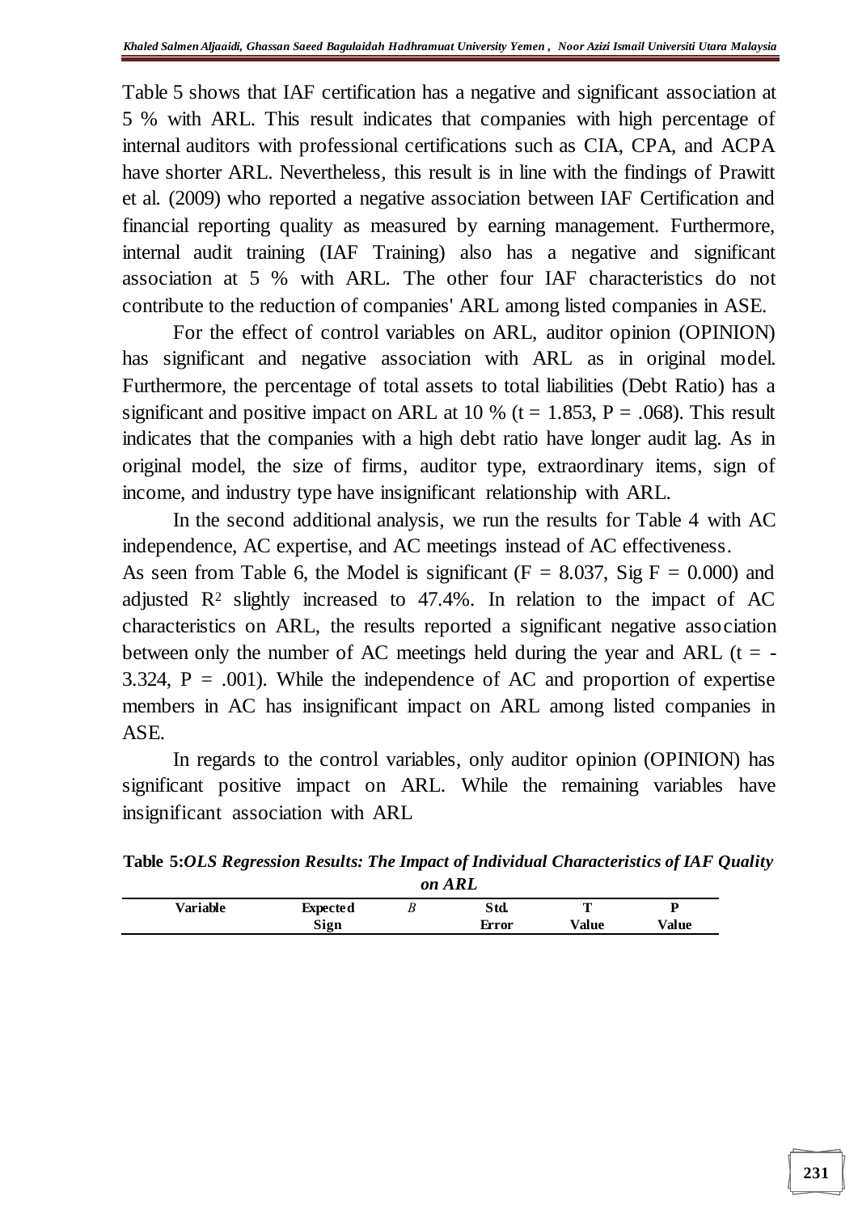Table 5 shows that IAF certification has a negative and significant association at 5 % with ARL. This result indicates that companies with high percentage of internal auditors with professional certifications such as CIA, CPA, and ACPA have shorter ARL. Nevertheless, this result is in line with the findings of Prawitt et al. (2009) who reported a negative association between IAF Certification and financial reporting quality as measured by earning management. Furthermore, internal audit training (IAF Training) also has a negative and significant association at 5 % with ARL. The other four IAF characteristics do not contribute to the reduction of companies' ARL among listed companies in ASE.

For the effect of control variables on ARL, auditor opinion (OPINION) has significant and negative association with ARL as in original model. Furthermore, the percentage of total assets to total liabilities (Debt Ratio) has a significant and positive impact on ARL at 10 % ($t = 1.853$, $P = .068$). This result indicates that the companies with a high debt ratio have longer audit lag. As in original model, the size of firms, auditor type, extraordinary items, sign of income, and industry type have insignificant relationship with ARL.

In the second additional analysis, we run the results for Table 4 with AC independence, AC expertise, and AC meetings instead of AC effectiveness. As seen from Table 6, the Model is significant ($F = 8.037$, Sig $F = 0.000$) and adjusted $R^2$ slightly increased to 47.4%. In relation to the impact of AC characteristics on ARL, the results reported a significant negative association between only the number of AC meetings held during the year and ARL ($t = -3.324$, $P = .001$). While the independence of AC and proportion of expertise members in AC has insignificant impact on ARL among listed companies in ASE.

In regards to the control variables, only auditor opinion (OPINION) has significant positive impact on ARL. While the remaining variables have insignificant association with ARL

**Table 5:*OLS Regression Results: The Impact of Individual Characteristics of IAF Quality on ARL***

| Variable | Expected Sign | *B* | Std. Error | T Value | P Value |
|---|---|---|---|---|---|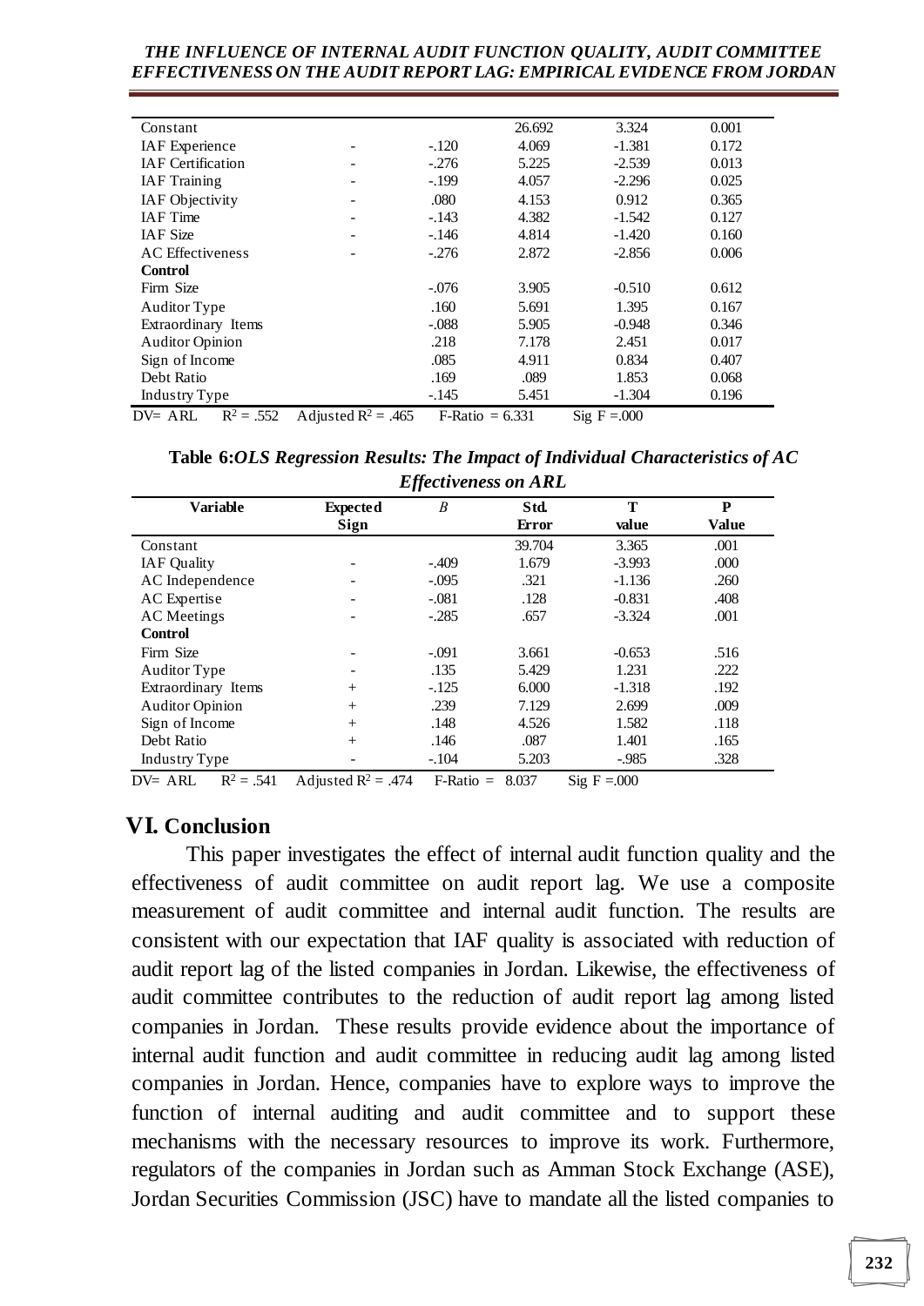| | | | | | |
|---|---|---|---|---|---|
| Constant | | | 26.692 | 3.324 | 0.001 |
| IAF Experience | - | -.120 | 4.069 | -1.381 | 0.172 |
| IAF Certification | - | -.276 | 5.225 | -2.539 | 0.013 |
| IAF Training | - | -.199 | 4.057 | -2.296 | 0.025 |
| IAF Objectivity | - | .080 | 4.153 | 0.912 | 0.365 |
| IAF Time | - | -.143 | 4.382 | -1.542 | 0.127 |
| IAF Size | - | -.146 | 4.814 | -1.420 | 0.160 |
| AC Effectiveness | - | -.276 | 2.872 | -2.856 | 0.006 |
| **Control** | | | | | |
| Firm Size | | -.076 | 3.905 | -0.510 | 0.612 |
| Auditor Type | | .160 | 5.691 | 1.395 | 0.167 |
| Extraordinary Items | | -.088 | 5.905 | -0.948 | 0.346 |
| Auditor Opinion | | .218 | 7.178 | 2.451 | 0.017 |
| Sign of Income | | .085 | 4.911 | 0.834 | 0.407 |
| Debt Ratio | | .169 | .089 | 1.853 | 0.068 |
| Industry Type | | -.145 | 5.451 | -1.304 | 0.196 |

DV= ARL $R^2 = .552$ Adjusted $R^2 = .465$ F-Ratio = 6.331 Sig F =.000

**Table 6:*OLS Regression Results: The Impact of Individual Characteristics of AC Effectiveness on ARL***

| Variable | Expected Sign | *B* | Std. Error | T value | P Value |
|---|---|---|---|---|---|
| Constant | | | 39.704 | 3.365 | .001 |
| IAF Quality | - | -.409 | 1.679 | -3.993 | .000 |
| AC Independence | - | -.095 | .321 | -1.136 | .260 |
| AC Expertise | - | -.081 | .128 | -0.831 | .408 |
| AC Meetings | - | -.285 | .657 | -3.324 | .001 |
| **Control** | | | | | |
| Firm Size | - | -.091 | 3.661 | -0.653 | .516 |
| Auditor Type | - | .135 | 5.429 | 1.231 | .222 |
| Extraordinary Items | + | -.125 | 6.000 | -1.318 | .192 |
| Auditor Opinion | + | .239 | 7.129 | 2.699 | .009 |
| Sign of Income | + | .148 | 4.526 | 1.582 | .118 |
| Debt Ratio | + | .146 | .087 | 1.401 | .165 |
| Industry Type | - | -.104 | 5.203 | -.985 | .328 |

DV= ARL $R^2 = .541$ Adjusted $R^2 = .474$ F-Ratio = 8.037 Sig F =.000

## VI. Conclusion

This paper investigates the effect of internal audit function quality and the effectiveness of audit committee on audit report lag. We use a composite measurement of audit committee and internal audit function. The results are consistent with our expectation that IAF quality is associated with reduction of audit report lag of the listed companies in Jordan. Likewise, the effectiveness of audit committee contributes to the reduction of audit report lag among listed companies in Jordan. These results provide evidence about the importance of internal audit function and audit committee in reducing audit lag among listed companies in Jordan. Hence, companies have to explore ways to improve the function of internal auditing and audit committee and to support these mechanisms with the necessary resources to improve its work. Furthermore, regulators of the companies in Jordan such as Amman Stock Exchange (ASE), Jordan Securities Commission (JSC) have to mandate all the listed companies to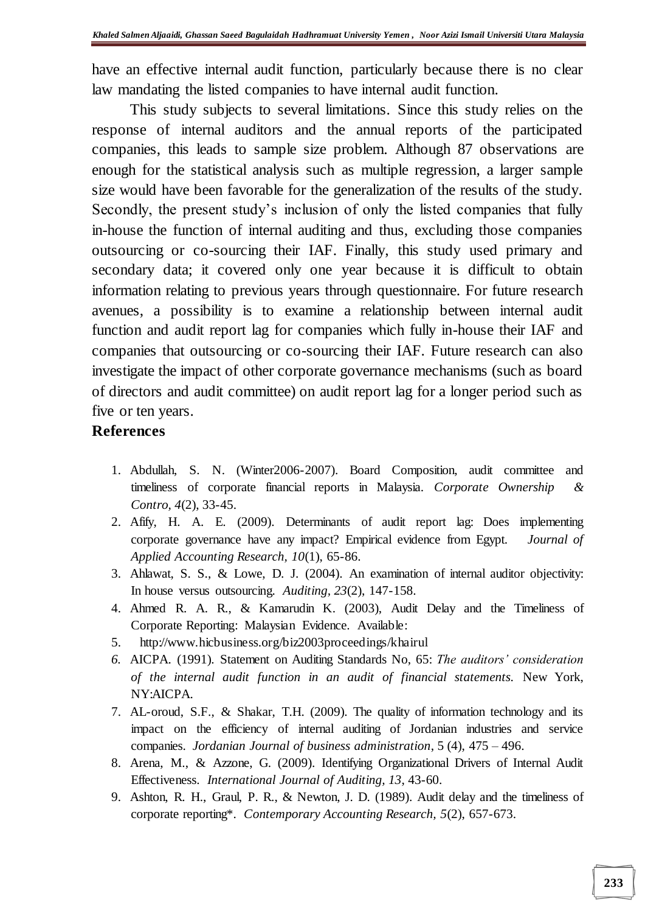have an effective internal audit function, particularly because there is no clear law mandating the listed companies to have internal audit function.

This study subjects to several limitations. Since this study relies on the response of internal auditors and the annual reports of the participated companies, this leads to sample size problem. Although 87 observations are enough for the statistical analysis such as multiple regression, a larger sample size would have been favorable for the generalization of the results of the study. Secondly, the present study's inclusion of only the listed companies that fully in-house the function of internal auditing and thus, excluding those companies outsourcing or co-sourcing their IAF. Finally, this study used primary and secondary data; it covered only one year because it is difficult to obtain information relating to previous years through questionnaire. For future research avenues, a possibility is to examine a relationship between internal audit function and audit report lag for companies which fully in-house their IAF and companies that outsourcing or co-sourcing their IAF. Future research can also investigate the impact of other corporate governance mechanisms (such as board of directors and audit committee) on audit report lag for a longer period such as five or ten years.

## References

1. Abdullah, S. N. (Winter2006-2007). Board Composition, audit committee and timeliness of corporate financial reports in Malaysia. *Corporate Ownership & Contro, 4*(2), 33-45.
2. Afify, H. A. E. (2009). Determinants of audit report lag: Does implementing corporate governance have any impact? Empirical evidence from Egypt. *Journal of Applied Accounting Research, 10*(1), 65-86.
3. Ahlawat, S. S., & Lowe, D. J. (2004). An examination of internal auditor objectivity: In house versus outsourcing. *Auditing, 23*(2), 147-158.
4. Ahmed R. A. R., & Kamarudin K. (2003), Audit Delay and the Timeliness of Corporate Reporting: Malaysian Evidence. Available:
5. http://www.hicbusiness.org/biz2003proceedings/khairul
6. AICPA. (1991). Statement on Auditing Standards No, 65: *The auditors' consideration of the internal audit function in an audit of financial statements.* New York, NY:AICPA.
7. AL-oroud, S.F., & Shakar, T.H. (2009). The quality of information technology and its impact on the efficiency of internal auditing of Jordanian industries and service companies. *Jordanian Journal of business administration*, 5 (4), 475 – 496.
8. Arena, M., & Azzone, G. (2009). Identifying Organizational Drivers of Internal Audit Effectiveness. *International Journal of Auditing, 13*, 43-60.
9. Ashton, R. H., Graul, P. R., & Newton, J. D. (1989). Audit delay and the timeliness of corporate reporting\*. *Contemporary Accounting Research, 5*(2), 657-673.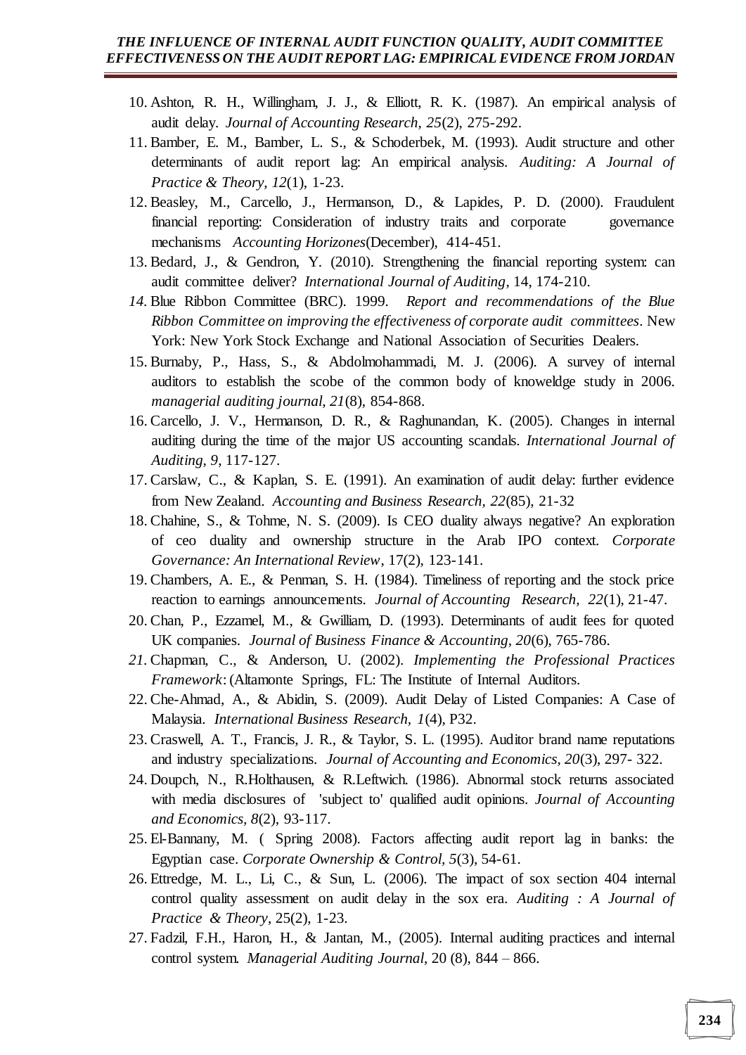10. Ashton, R. H., Willingham, J. J., & Elliott, R. K. (1987). An empirical analysis of audit delay. *Journal of Accounting Research, 25*(2), 275-292.
11. Bamber, E. M., Bamber, L. S., & Schoderbek, M. (1993). Audit structure and other determinants of audit report lag: An empirical analysis. *Auditing: A Journal of Practice & Theory, 12*(1), 1-23.
12. Beasley, M., Carcello, J., Hermanson, D., & Lapides, P. D. (2000). Fraudulent financial reporting: Consideration of industry traits and corporate governance mechanisms *Accounting Horizones*(December), 414-451.
13. Bedard, J., & Gendron, Y. (2010). Strengthening the financial reporting system: can audit committee deliver? *International Journal of Auditing*, 14, 174-210.
14. Blue Ribbon Committee (BRC). 1999. *Report and recommendations of the Blue Ribbon Committee on improving the effectiveness of corporate audit committees*. New York: New York Stock Exchange and National Association of Securities Dealers.
15. Burnaby, P., Hass, S., & Abdolmohammadi, M. J. (2006). A survey of internal auditors to establish the scobe of the common body of knoweldge study in 2006. *managerial auditing journal, 21*(8), 854-868.
16. Carcello, J. V., Hermanson, D. R., & Raghunandan, K. (2005). Changes in internal auditing during the time of the major US accounting scandals. *International Journal of Auditing, 9*, 117-127.
17. Carslaw, C., & Kaplan, S. E. (1991). An examination of audit delay: further evidence from New Zealand. *Accounting and Business Research, 22*(85), 21-32
18. Chahine, S., & Tohme, N. S. (2009). Is CEO duality always negative? An exploration of ceo duality and ownership structure in the Arab IPO context. *Corporate Governance: An International Review*, 17(2), 123-141.
19. Chambers, A. E., & Penman, S. H. (1984). Timeliness of reporting and the stock price reaction to earnings announcements. *Journal of Accounting Research, 22*(1), 21-47.
20. Chan, P., Ezzamel, M., & Gwilliam, D. (1993). Determinants of audit fees for quoted UK companies. *Journal of Business Finance & Accounting, 20*(6), 765-786.
21. Chapman, C., & Anderson, U. (2002). *Implementing the Professional Practices Framework*: (Altamonte Springs, FL: The Institute of Internal Auditors.
22. Che-Ahmad, A., & Abidin, S. (2009). Audit Delay of Listed Companies: A Case of Malaysia. *International Business Research, 1*(4), P32.
23. Craswell, A. T., Francis, J. R., & Taylor, S. L. (1995). Auditor brand name reputations and industry specializations. *Journal of Accounting and Economics, 20*(3), 297- 322.
24. Doupch, N., R.Holthausen, & R.Leftwich. (1986). Abnormal stock returns associated with media disclosures of 'subject to' qualified audit opinions. *Journal of Accounting and Economics, 8*(2), 93-117.
25. El-Bannany, M. ( Spring 2008). Factors affecting audit report lag in banks: the Egyptian case. *Corporate Ownership & Control, 5*(3), 54-61.
26. Ettredge, M. L., Li, C., & Sun, L. (2006). The impact of sox section 404 internal control quality assessment on audit delay in the sox era. *Auditing : A Journal of Practice & Theory*, 25(2), 1-23.
27. Fadzil, F.H., Haron, H., & Jantan, M., (2005). Internal auditing practices and internal control system. *Managerial Auditing Journal*, 20 (8), 844 – 866.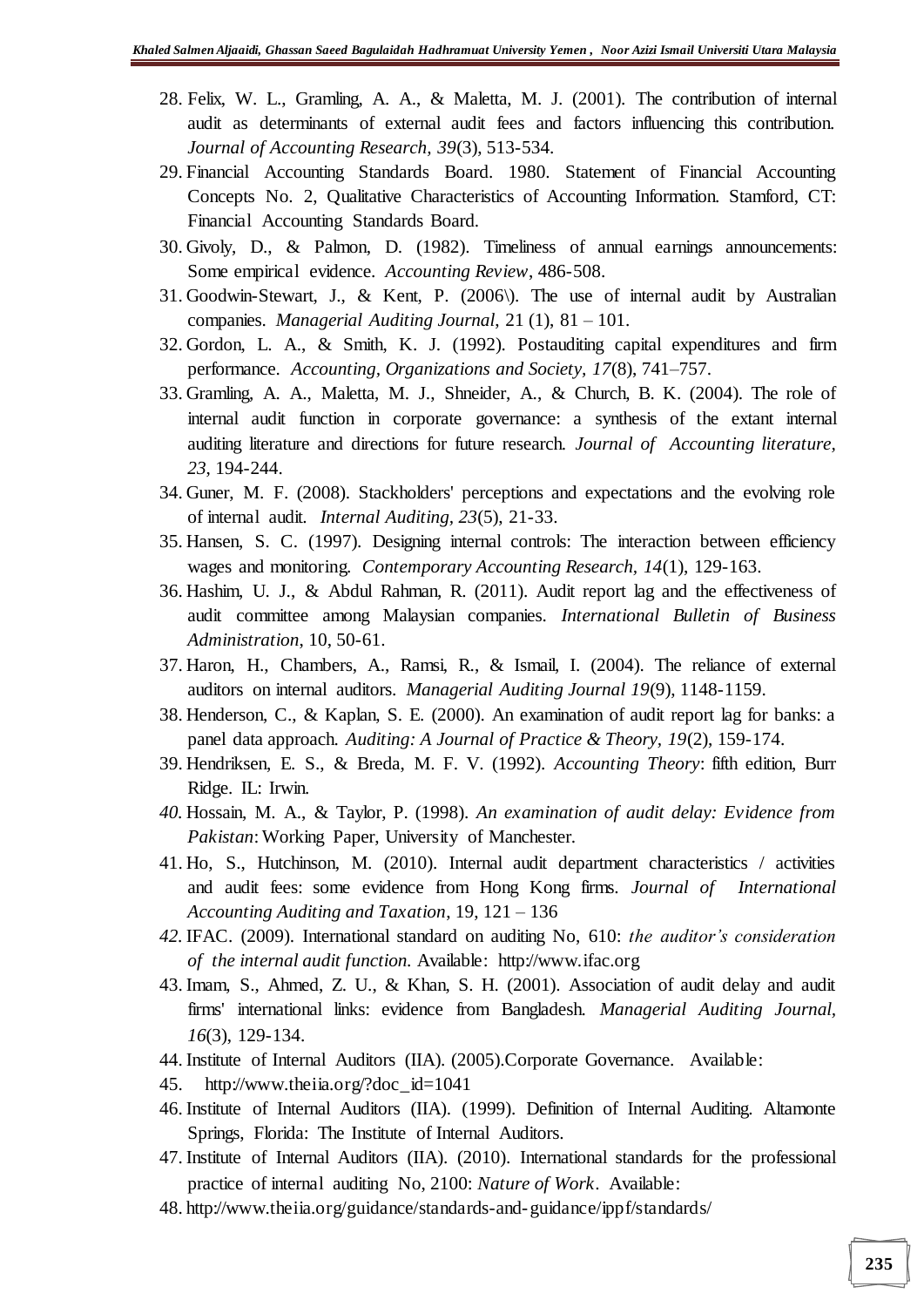28. Felix, W. L., Gramling, A. A., & Maletta, M. J. (2001). The contribution of internal audit as determinants of external audit fees and factors influencing this contribution. *Journal of Accounting Research, 39*(3), 513-534.
29. Financial Accounting Standards Board. 1980. Statement of Financial Accounting Concepts No. 2, Qualitative Characteristics of Accounting Information. Stamford, CT: Financial Accounting Standards Board.
30. Givoly, D., & Palmon, D. (1982). Timeliness of annual earnings announcements: Some empirical evidence. *Accounting Review*, 486-508.
31. Goodwin-Stewart, J., & Kent, P. (2006\). The use of internal audit by Australian companies. *Managerial Auditing Journal*, 21 (1), 81 – 101.
32. Gordon, L. A., & Smith, K. J. (1992). Postauditing capital expenditures and firm performance. *Accounting, Organizations and Society, 17*(8), 741–757.
33. Gramling, A. A., Maletta, M. J., Shneider, A., & Church, B. K. (2004). The role of internal audit function in corporate governance: a synthesis of the extant internal auditing literature and directions for future research. *Journal of Accounting literature, 23*, 194-244.
34. Guner, M. F. (2008). Stackholders' perceptions and expectations and the evolving role of internal audit. *Internal Auditing, 23*(5), 21-33.
35. Hansen, S. C. (1997). Designing internal controls: The interaction between efficiency wages and monitoring. *Contemporary Accounting Research, 14*(1), 129-163.
36. Hashim, U. J., & Abdul Rahman, R. (2011). Audit report lag and the effectiveness of audit committee among Malaysian companies. *International Bulletin of Business Administration*, 10, 50-61.
37. Haron, H., Chambers, A., Ramsi, R., & Ismail, I. (2004). The reliance of external auditors on internal auditors. *Managerial Auditing Journal 19*(9), 1148-1159.
38. Henderson, C., & Kaplan, S. E. (2000). An examination of audit report lag for banks: a panel data approach. *Auditing: A Journal of Practice & Theory, 19*(2), 159-174.
39. Hendriksen, E. S., & Breda, M. F. V. (1992). *Accounting Theory*: fifth edition, Burr Ridge. IL: Irwin.
40. Hossain, M. A., & Taylor, P. (1998). *An examination of audit delay: Evidence from Pakistan*: Working Paper, University of Manchester.
41. Ho, S., Hutchinson, M. (2010). Internal audit department characteristics / activities and audit fees: some evidence from Hong Kong firms. *Journal of International Accounting Auditing and Taxation*, 19, 121 – 136
42. IFAC. (2009). International standard on auditing No, 610: *the auditor's consideration of the internal audit function.* Available: http://www.ifac.org
43. Imam, S., Ahmed, Z. U., & Khan, S. H. (2001). Association of audit delay and audit firms' international links: evidence from Bangladesh. *Managerial Auditing Journal, 16*(3), 129-134.
44. Institute of Internal Auditors (IIA). (2005).Corporate Governance. Available:
45. http://www.theiia.org/?doc_id=1041
46. Institute of Internal Auditors (IIA). (1999). Definition of Internal Auditing. Altamonte Springs, Florida: The Institute of Internal Auditors.
47. Institute of Internal Auditors (IIA). (2010). International standards for the professional practice of internal auditing No, 2100: *Nature of Work*. Available:
48. http://www.theiia.org/guidance/standards-and-guidance/ippf/standards/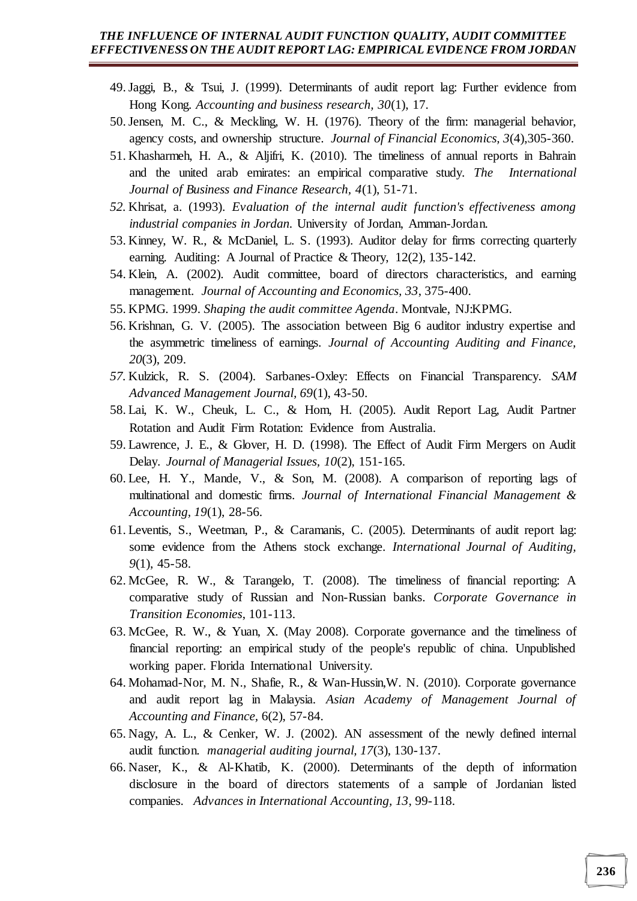49. Jaggi, B., & Tsui, J. (1999). Determinants of audit report lag: Further evidence from Hong Kong. *Accounting and business research*, *30*(1), 17.
50. Jensen, M. C., & Meckling, W. H. (1976). Theory of the firm: managerial behavior, agency costs, and ownership structure. *Journal of Financial Economics*, *3*(4),305-360.
51. Khasharmeh, H. A., & Aljifri, K. (2010). The timeliness of annual reports in Bahrain and the united arab emirates: an empirical comparative study. *The International Journal of Business and Finance Research, 4*(1), 51-71.
52. Khrisat, a. (1993). *Evaluation of the internal audit function's effectiveness among industrial companies in Jordan.* University of Jordan, Amman-Jordan.
53. Kinney, W. R., & McDaniel, L. S. (1993). Auditor delay for firms correcting quarterly earning. Auditing: A Journal of Practice & Theory, 12(2), 135-142.
54. Klein, A. (2002). Audit committee, board of directors characteristics, and earning management. *Journal of Accounting and Economics, 33*, 375-400.
55. KPMG. 1999. *Shaping the audit committee Agenda*. Montvale, NJ:KPMG.
56. Krishnan, G. V. (2005). The association between Big 6 auditor industry expertise and the asymmetric timeliness of earnings. *Journal of Accounting Auditing and Finance, 20*(3), 209.
57. Kulzick, R. S. (2004). Sarbanes-Oxley: Effects on Financial Transparency. *SAM Advanced Management Journal, 69*(1), 43-50.
58. Lai, K. W., Cheuk, L. C., & Hom, H. (2005). Audit Report Lag, Audit Partner Rotation and Audit Firm Rotation: Evidence from Australia.
59. Lawrence, J. E., & Glover, H. D. (1998). The Effect of Audit Firm Mergers on Audit Delay. *Journal of Managerial Issues, 10*(2), 151-165.
60. Lee, H. Y., Mande, V., & Son, M. (2008). A comparison of reporting lags of multinational and domestic firms. *Journal of International Financial Management & Accounting, 19*(1), 28-56.
61. Leventis, S., Weetman, P., & Caramanis, C. (2005). Determinants of audit report lag: some evidence from the Athens stock exchange. *International Journal of Auditing, 9*(1), 45-58.
62. McGee, R. W., & Tarangelo, T. (2008). The timeliness of financial reporting: A comparative study of Russian and Non-Russian banks. *Corporate Governance in Transition Economies*, 101-113.
63. McGee, R. W., & Yuan, X. (May 2008). Corporate governance and the timeliness of financial reporting: an empirical study of the people's republic of china. Unpublished working paper. Florida International University.
64. Mohamad-Nor, M. N., Shafie, R., & Wan-Hussin,W. N. (2010). Corporate governance and audit report lag in Malaysia. *Asian Academy of Management Journal of Accounting and Finance*, 6(2), 57-84.
65. Nagy, A. L., & Cenker, W. J. (2002). AN assessment of the newly defined internal audit function. *managerial auditing journal, 17*(3), 130-137.
66. Naser, K., & Al-Khatib, K. (2000). Determinants of the depth of information disclosure in the board of directors statements of a sample of Jordanian listed companies. *Advances in International Accounting, 13*, 99-118.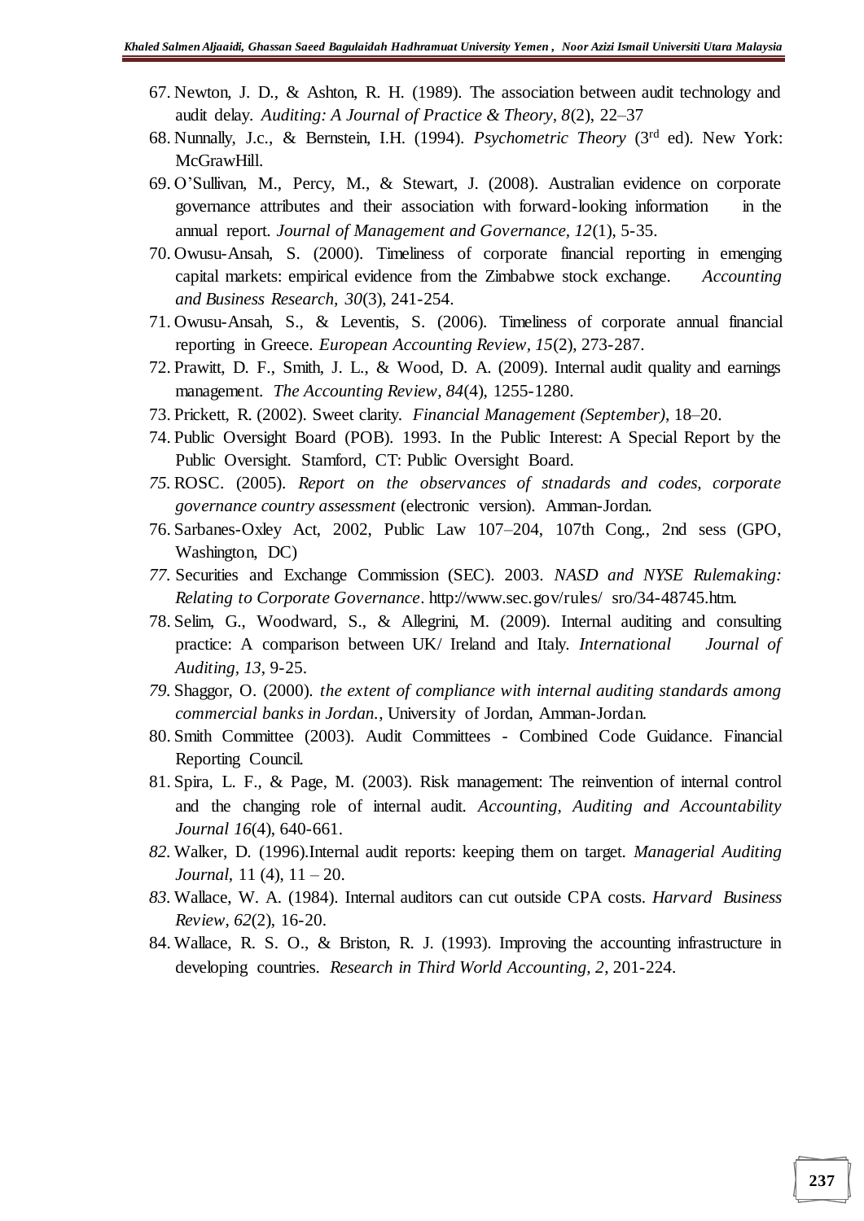67. Newton, J. D., & Ashton, R. H. (1989). The association between audit technology and audit delay. *Auditing: A Journal of Practice & Theory*, *8*(2), 22–37
68. Nunnally, J.c., & Bernstein, I.H. (1994). *Psychometric Theory* (3rd ed). New York: McGrawHill.
69. O'Sullivan, M., Percy, M., & Stewart, J. (2008). Australian evidence on corporate governance attributes and their association with forward-looking information in the annual report. *Journal of Management and Governance*, *12*(1), 5-35.
70. Owusu-Ansah, S. (2000). Timeliness of corporate financial reporting in emenging capital markets: empirical evidence from the Zimbabwe stock exchange. *Accounting and Business Research, 30*(3), 241-254.
71. Owusu-Ansah, S., & Leventis, S. (2006). Timeliness of corporate annual financial reporting in Greece. *European Accounting Review*, *15*(2), 273-287.
72. Prawitt, D. F., Smith, J. L., & Wood, D. A. (2009). Internal audit quality and earnings management. *The Accounting Review, 84*(4), 1255-1280.
73. Prickett, R. (2002). Sweet clarity. *Financial Management (September)*, 18–20.
74. Public Oversight Board (POB). 1993. In the Public Interest: A Special Report by the Public Oversight. Stamford, CT: Public Oversight Board.
75. ROSC. (2005). *Report on the observances of stnadards and codes, corporate governance country assessment* (electronic version). Amman-Jordan.
76. Sarbanes-Oxley Act, 2002, Public Law 107–204, 107th Cong., 2nd sess (GPO, Washington, DC)
77. Securities and Exchange Commission (SEC). 2003. *NASD and NYSE Rulemaking: Relating to Corporate Governance*. http://www.sec.gov/rules/ sro/34-48745.htm.
78. Selim, G., Woodward, S., & Allegrini, M. (2009). Internal auditing and consulting practice: A comparison between UK/ Ireland and Italy. *International Journal of Auditing, 13*, 9-25.
79. Shaggor, O. (2000). *the extent of compliance with internal auditing standards among commercial banks in Jordan.*, University of Jordan, Amman-Jordan.
80. Smith Committee (2003). Audit Committees - Combined Code Guidance. Financial Reporting Council.
81. Spira, L. F., & Page, M. (2003). Risk management: The reinvention of internal control and the changing role of internal audit. *Accounting, Auditing and Accountability Journal 16*(4), 640-661.
82. Walker, D. (1996).Internal audit reports: keeping them on target. *Managerial Auditing Journal*, 11 (4), 11 – 20.
83. Wallace, W. A. (1984). Internal auditors can cut outside CPA costs. *Harvard Business Review, 62*(2), 16-20.
84. Wallace, R. S. O., & Briston, R. J. (1993). Improving the accounting infrastructure in developing countries. *Research in Third World Accounting, 2*, 201-224.